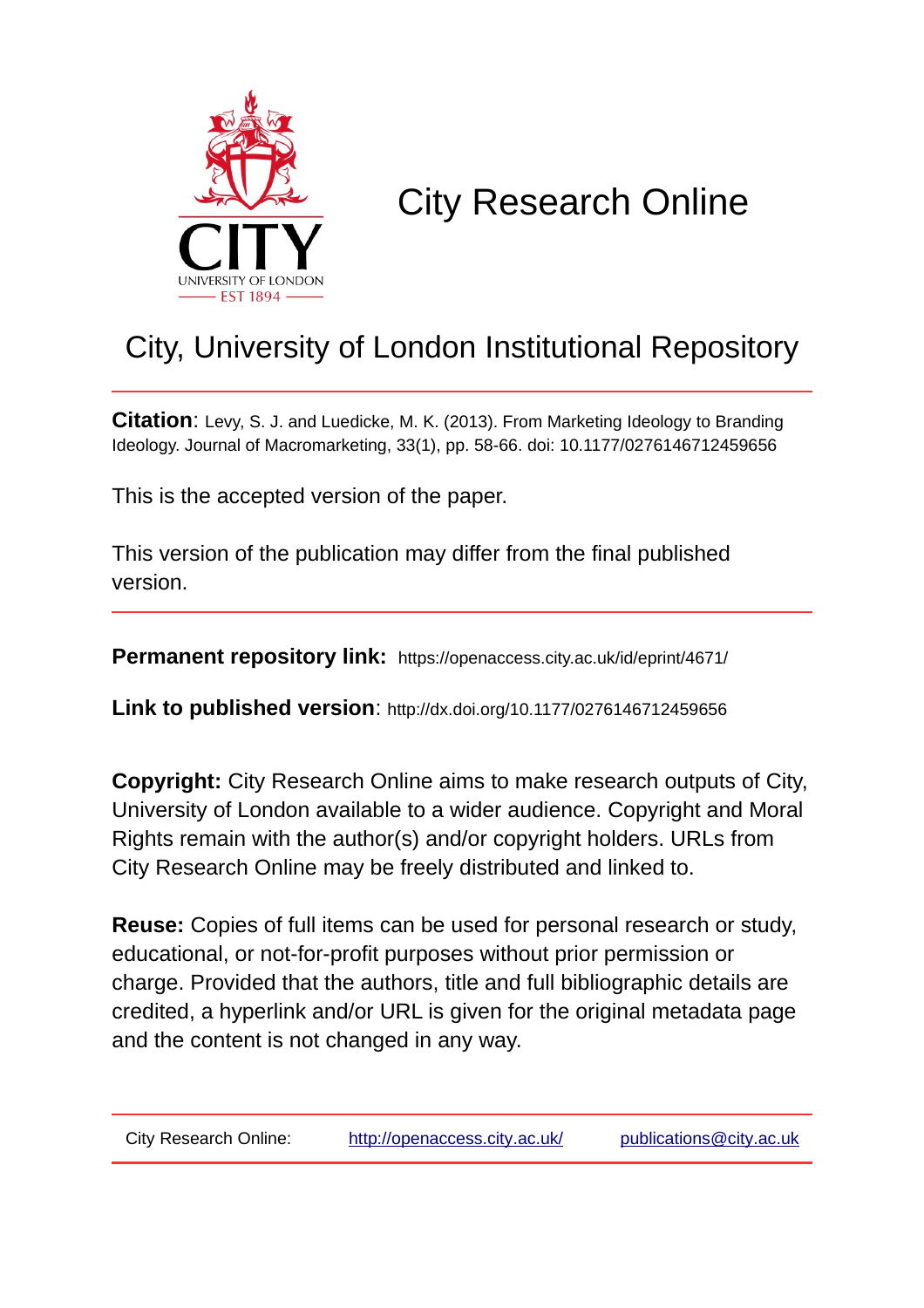# City Research Online

## City, University of London Institutional Repository

**Citation**: Levy, S. J. and Luedicke, M. K. (2013). From Marketing Ideology to Branding Ideology. Journal of Macromarketing, 33(1), pp. 58-66. doi: 10.1177/0276146712459656

This is the accepted version of the paper.

This version of the publication may differ from the final published version.

**Permanent repository link:** https://openaccess.city.ac.uk/id/eprint/4671/

**Link to published version**: http://dx.doi.org/10.1177/0276146712459656

**Copyright:** City Research Online aims to make research outputs of City, University of London available to a wider audience. Copyright and Moral Rights remain with the author(s) and/or copyright holders. URLs from City Research Online may be freely distributed and linked to.

**Reuse:** Copies of full items can be used for personal research or study, educational, or not-for-profit purposes without prior permission or charge. Provided that the authors, title and full bibliographic details are credited, a hyperlink and/or URL is given for the original metadata page and the content is not changed in any way.

City Research Online: http://openaccess.city.ac.uk/ publications@city.ac.uk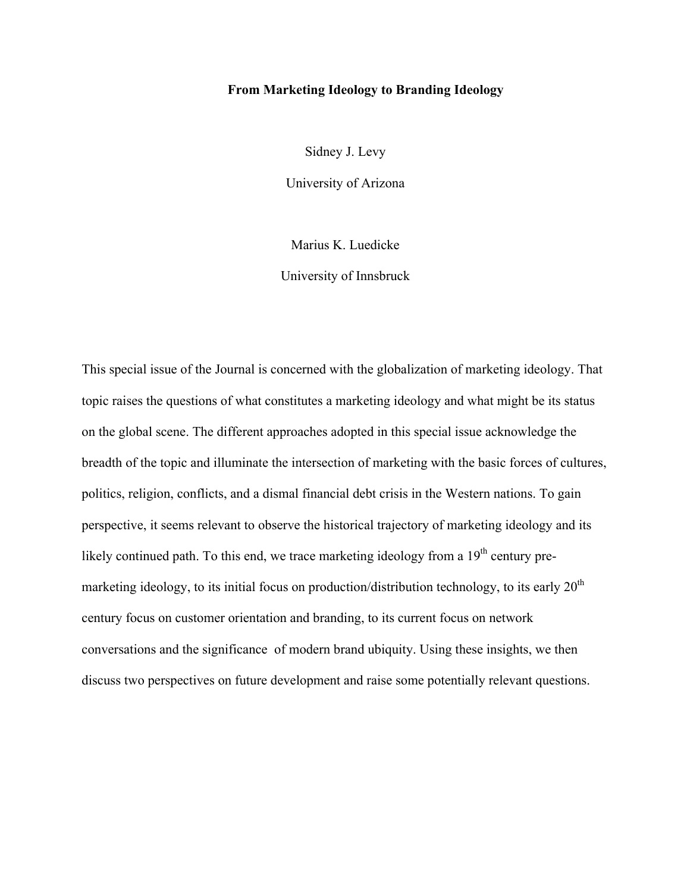# From Marketing Ideology to Branding Ideology

Sidney J. Levy

University of Arizona

Marius K. Luedicke

University of Innsbruck

This special issue of the Journal is concerned with the globalization of marketing ideology. That topic raises the questions of what constitutes a marketing ideology and what might be its status on the global scene. The different approaches adopted in this special issue acknowledge the breadth of the topic and illuminate the intersection of marketing with the basic forces of cultures, politics, religion, conflicts, and a dismal financial debt crisis in the Western nations. To gain perspective, it seems relevant to observe the historical trajectory of marketing ideology and its likely continued path. To this end, we trace marketing ideology from a 19th century pre-marketing ideology, to its initial focus on production/distribution technology, to its early 20th century focus on customer orientation and branding, to its current focus on network conversations and the significance of modern brand ubiquity. Using these insights, we then discuss two perspectives on future development and raise some potentially relevant questions.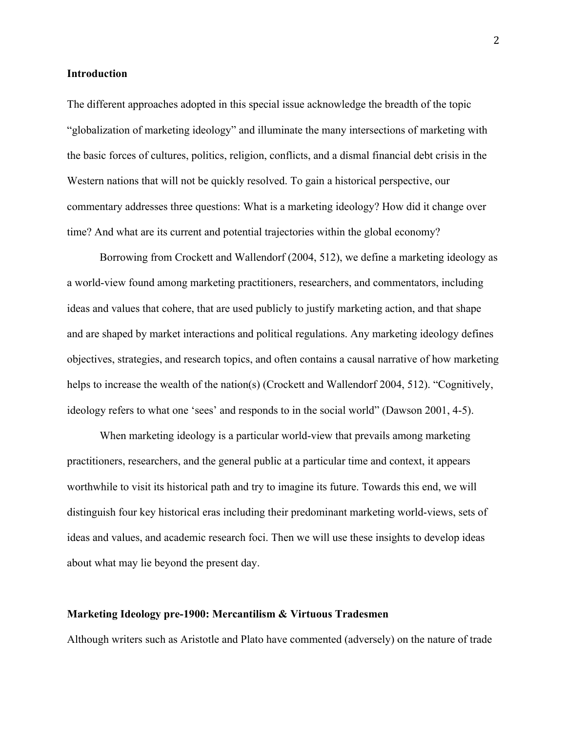## Introduction

The different approaches adopted in this special issue acknowledge the breadth of the topic "globalization of marketing ideology" and illuminate the many intersections of marketing with the basic forces of cultures, politics, religion, conflicts, and a dismal financial debt crisis in the Western nations that will not be quickly resolved. To gain a historical perspective, our commentary addresses three questions: What is a marketing ideology? How did it change over time? And what are its current and potential trajectories within the global economy?

Borrowing from Crockett and Wallendorf (2004, 512), we define a marketing ideology as a world-view found among marketing practitioners, researchers, and commentators, including ideas and values that cohere, that are used publicly to justify marketing action, and that shape and are shaped by market interactions and political regulations. Any marketing ideology defines objectives, strategies, and research topics, and often contains a causal narrative of how marketing helps to increase the wealth of the nation(s) (Crockett and Wallendorf 2004, 512). "Cognitively, ideology refers to what one 'sees' and responds to in the social world" (Dawson 2001, 4-5).

When marketing ideology is a particular world-view that prevails among marketing practitioners, researchers, and the general public at a particular time and context, it appears worthwhile to visit its historical path and try to imagine its future. Towards this end, we will distinguish four key historical eras including their predominant marketing world-views, sets of ideas and values, and academic research foci. Then we will use these insights to develop ideas about what may lie beyond the present day.

## Marketing Ideology pre-1900: Mercantilism & Virtuous Tradesmen

Although writers such as Aristotle and Plato have commented (adversely) on the nature of trade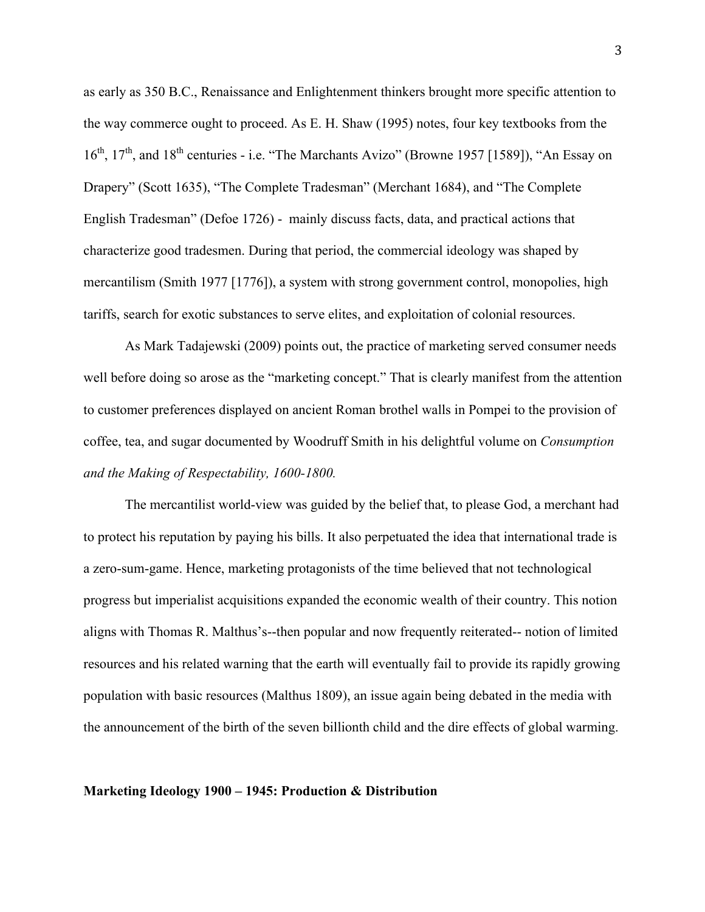as early as 350 B.C., Renaissance and Enlightenment thinkers brought more specific attention to the way commerce ought to proceed. As E. H. Shaw (1995) notes, four key textbooks from the 16th, 17th, and 18th centuries - i.e. "The Marchants Avizo" (Browne 1957 [1589]), "An Essay on Drapery" (Scott 1635), "The Complete Tradesman" (Merchant 1684), and "The Complete English Tradesman" (Defoe 1726) - mainly discuss facts, data, and practical actions that characterize good tradesmen. During that period, the commercial ideology was shaped by mercantilism (Smith 1977 [1776]), a system with strong government control, monopolies, high tariffs, search for exotic substances to serve elites, and exploitation of colonial resources.

As Mark Tadajewski (2009) points out, the practice of marketing served consumer needs well before doing so arose as the "marketing concept." That is clearly manifest from the attention to customer preferences displayed on ancient Roman brothel walls in Pompei to the provision of coffee, tea, and sugar documented by Woodruff Smith in his delightful volume on *Consumption and the Making of Respectability, 1600-1800.*

The mercantilist world-view was guided by the belief that, to please God, a merchant had to protect his reputation by paying his bills. It also perpetuated the idea that international trade is a zero-sum-game. Hence, marketing protagonists of the time believed that not technological progress but imperialist acquisitions expanded the economic wealth of their country. This notion aligns with Thomas R. Malthus's--then popular and now frequently reiterated-- notion of limited resources and his related warning that the earth will eventually fail to provide its rapidly growing population with basic resources (Malthus 1809), an issue again being debated in the media with the announcement of the birth of the seven billionth child and the dire effects of global warming.

## Marketing Ideology 1900 – 1945: Production & Distribution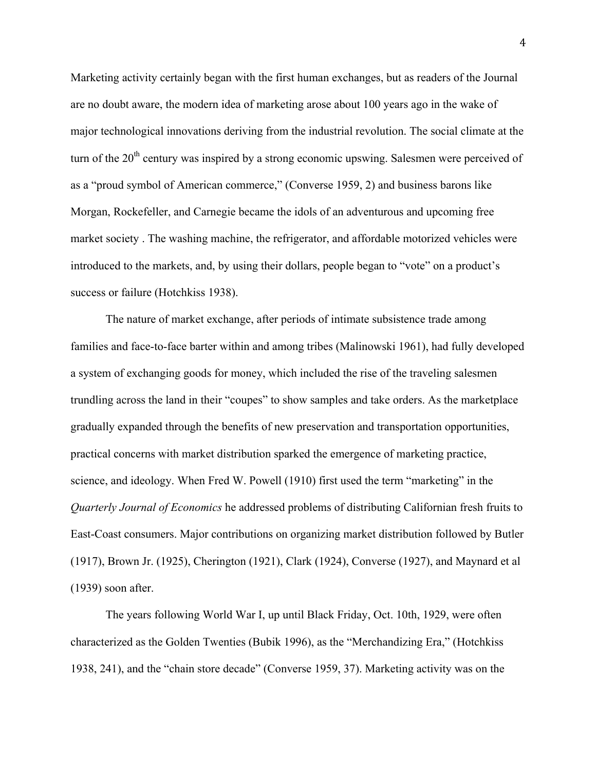Marketing activity certainly began with the first human exchanges, but as readers of the Journal are no doubt aware, the modern idea of marketing arose about 100 years ago in the wake of major technological innovations deriving from the industrial revolution. The social climate at the turn of the 20th century was inspired by a strong economic upswing. Salesmen were perceived of as a "proud symbol of American commerce," (Converse 1959, 2) and business barons like Morgan, Rockefeller, and Carnegie became the idols of an adventurous and upcoming free market society . The washing machine, the refrigerator, and affordable motorized vehicles were introduced to the markets, and, by using their dollars, people began to "vote" on a product's success or failure (Hotchkiss 1938).

The nature of market exchange, after periods of intimate subsistence trade among families and face-to-face barter within and among tribes (Malinowski 1961), had fully developed a system of exchanging goods for money, which included the rise of the traveling salesmen trundling across the land in their "coupes" to show samples and take orders. As the marketplace gradually expanded through the benefits of new preservation and transportation opportunities, practical concerns with market distribution sparked the emergence of marketing practice, science, and ideology. When Fred W. Powell (1910) first used the term "marketing" in the *Quarterly Journal of Economics* he addressed problems of distributing Californian fresh fruits to East-Coast consumers. Major contributions on organizing market distribution followed by Butler (1917), Brown Jr. (1925), Cherington (1921), Clark (1924), Converse (1927), and Maynard et al (1939) soon after.

The years following World War I, up until Black Friday, Oct. 10th, 1929, were often characterized as the Golden Twenties (Bubik 1996), as the "Merchandizing Era," (Hotchkiss 1938, 241), and the "chain store decade" (Converse 1959, 37). Marketing activity was on the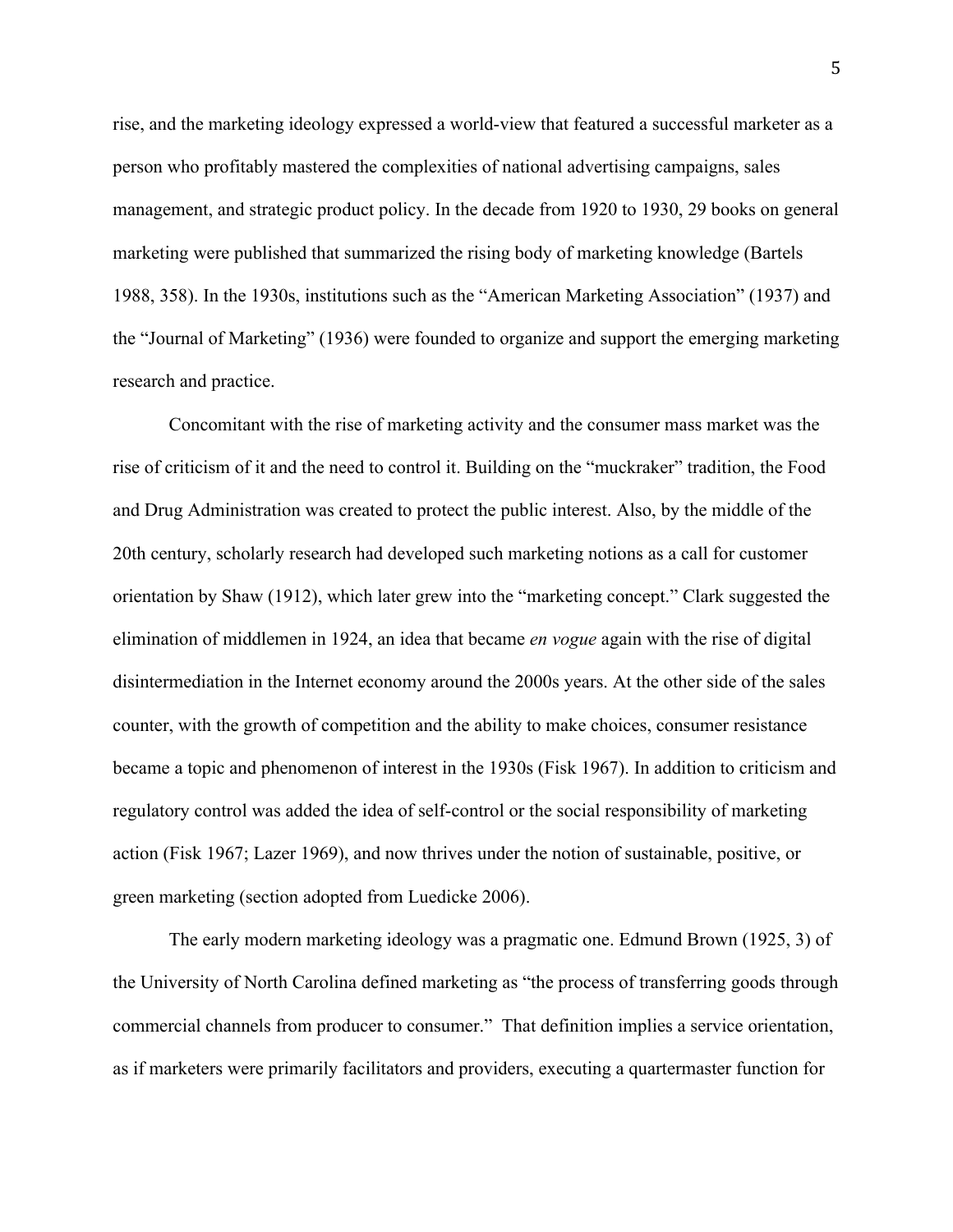rise, and the marketing ideology expressed a world-view that featured a successful marketer as a person who profitably mastered the complexities of national advertising campaigns, sales management, and strategic product policy. In the decade from 1920 to 1930, 29 books on general marketing were published that summarized the rising body of marketing knowledge (Bartels 1988, 358). In the 1930s, institutions such as the "American Marketing Association" (1937) and the "Journal of Marketing" (1936) were founded to organize and support the emerging marketing research and practice.

Concomitant with the rise of marketing activity and the consumer mass market was the rise of criticism of it and the need to control it. Building on the "muckraker" tradition, the Food and Drug Administration was created to protect the public interest. Also, by the middle of the 20th century, scholarly research had developed such marketing notions as a call for customer orientation by Shaw (1912), which later grew into the "marketing concept." Clark suggested the elimination of middlemen in 1924, an idea that became *en vogue* again with the rise of digital disintermediation in the Internet economy around the 2000s years. At the other side of the sales counter, with the growth of competition and the ability to make choices, consumer resistance became a topic and phenomenon of interest in the 1930s (Fisk 1967). In addition to criticism and regulatory control was added the idea of self-control or the social responsibility of marketing action (Fisk 1967; Lazer 1969), and now thrives under the notion of sustainable, positive, or green marketing (section adopted from Luedicke 2006).

The early modern marketing ideology was a pragmatic one. Edmund Brown (1925, 3) of the University of North Carolina defined marketing as "the process of transferring goods through commercial channels from producer to consumer." That definition implies a service orientation, as if marketers were primarily facilitators and providers, executing a quartermaster function for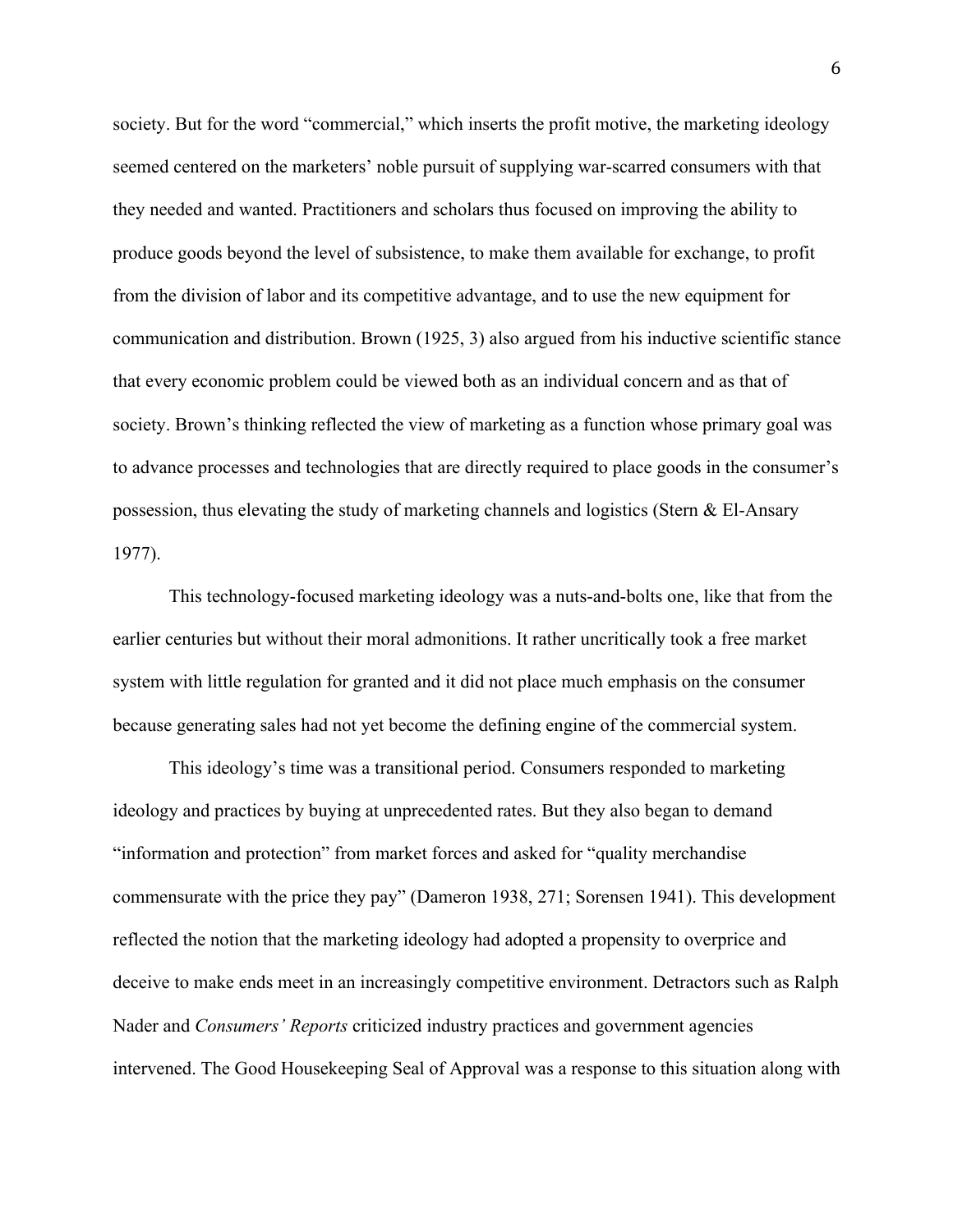society. But for the word "commercial," which inserts the profit motive, the marketing ideology seemed centered on the marketers' noble pursuit of supplying war-scarred consumers with that they needed and wanted. Practitioners and scholars thus focused on improving the ability to produce goods beyond the level of subsistence, to make them available for exchange, to profit from the division of labor and its competitive advantage, and to use the new equipment for communication and distribution. Brown (1925, 3) also argued from his inductive scientific stance that every economic problem could be viewed both as an individual concern and as that of society. Brown's thinking reflected the view of marketing as a function whose primary goal was to advance processes and technologies that are directly required to place goods in the consumer's possession, thus elevating the study of marketing channels and logistics (Stern & El-Ansary 1977).

This technology-focused marketing ideology was a nuts-and-bolts one, like that from the earlier centuries but without their moral admonitions. It rather uncritically took a free market system with little regulation for granted and it did not place much emphasis on the consumer because generating sales had not yet become the defining engine of the commercial system.

This ideology's time was a transitional period. Consumers responded to marketing ideology and practices by buying at unprecedented rates. But they also began to demand "information and protection" from market forces and asked for "quality merchandise commensurate with the price they pay" (Dameron 1938, 271; Sorensen 1941). This development reflected the notion that the marketing ideology had adopted a propensity to overprice and deceive to make ends meet in an increasingly competitive environment. Detractors such as Ralph Nader and *Consumers' Reports* criticized industry practices and government agencies intervened. The Good Housekeeping Seal of Approval was a response to this situation along with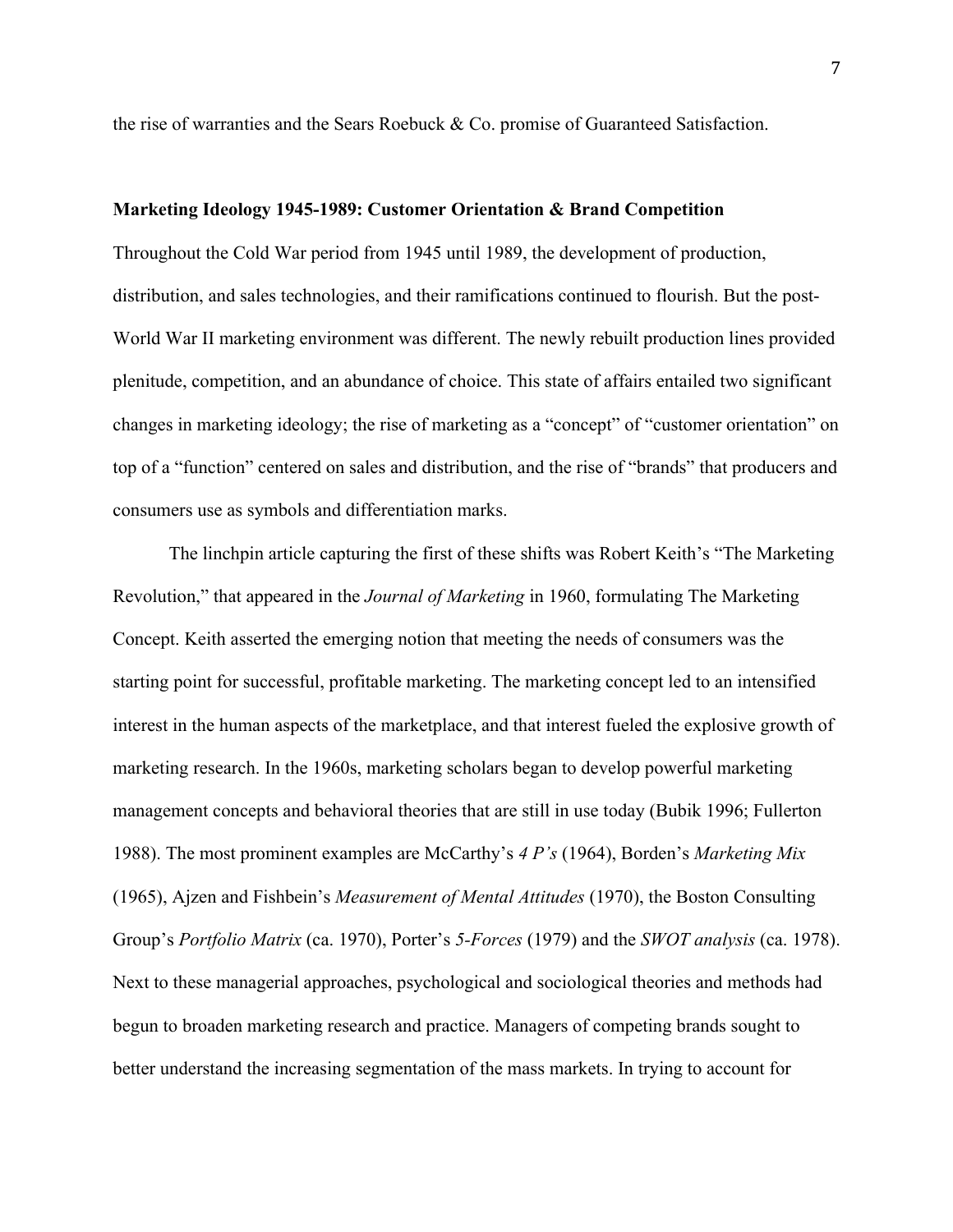the rise of warranties and the Sears Roebuck & Co. promise of Guaranteed Satisfaction.

**Marketing Ideology 1945-1989: Customer Orientation & Brand Competition**

Throughout the Cold War period from 1945 until 1989, the development of production, distribution, and sales technologies, and their ramifications continued to flourish. But the post-World War II marketing environment was different. The newly rebuilt production lines provided plenitude, competition, and an abundance of choice. This state of affairs entailed two significant changes in marketing ideology; the rise of marketing as a "concept" of "customer orientation" on top of a "function" centered on sales and distribution, and the rise of "brands" that producers and consumers use as symbols and differentiation marks.

The linchpin article capturing the first of these shifts was Robert Keith's "The Marketing Revolution," that appeared in the *Journal of Marketing* in 1960, formulating The Marketing Concept. Keith asserted the emerging notion that meeting the needs of consumers was the starting point for successful, profitable marketing. The marketing concept led to an intensified interest in the human aspects of the marketplace, and that interest fueled the explosive growth of marketing research. In the 1960s, marketing scholars began to develop powerful marketing management concepts and behavioral theories that are still in use today (Bubik 1996; Fullerton 1988). The most prominent examples are McCarthy's *4 P's* (1964), Borden's *Marketing Mix* (1965), Ajzen and Fishbein's *Measurement of Mental Attitudes* (1970), the Boston Consulting Group's *Portfolio Matrix* (ca. 1970), Porter's *5-Forces* (1979) and the *SWOT analysis* (ca. 1978). Next to these managerial approaches, psychological and sociological theories and methods had begun to broaden marketing research and practice. Managers of competing brands sought to better understand the increasing segmentation of the mass markets. In trying to account for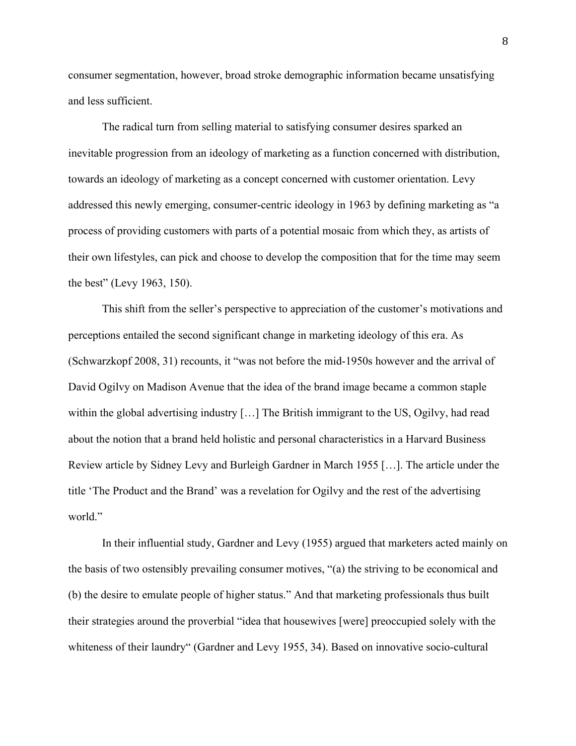consumer segmentation, however, broad stroke demographic information became unsatisfying and less sufficient.

The radical turn from selling material to satisfying consumer desires sparked an inevitable progression from an ideology of marketing as a function concerned with distribution, towards an ideology of marketing as a concept concerned with customer orientation. Levy addressed this newly emerging, consumer-centric ideology in 1963 by defining marketing as "a process of providing customers with parts of a potential mosaic from which they, as artists of their own lifestyles, can pick and choose to develop the composition that for the time may seem the best" (Levy 1963, 150).

This shift from the seller's perspective to appreciation of the customer's motivations and perceptions entailed the second significant change in marketing ideology of this era. As (Schwarzkopf 2008, 31) recounts, it "was not before the mid-1950s however and the arrival of David Ogilvy on Madison Avenue that the idea of the brand image became a common staple within the global advertising industry […] The British immigrant to the US, Ogilvy, had read about the notion that a brand held holistic and personal characteristics in a Harvard Business Review article by Sidney Levy and Burleigh Gardner in March 1955 […]. The article under the title 'The Product and the Brand' was a revelation for Ogilvy and the rest of the advertising world."

In their influential study, Gardner and Levy (1955) argued that marketers acted mainly on the basis of two ostensibly prevailing consumer motives, "(a) the striving to be economical and (b) the desire to emulate people of higher status." And that marketing professionals thus built their strategies around the proverbial "idea that housewives [were] preoccupied solely with the whiteness of their laundry" (Gardner and Levy 1955, 34). Based on innovative socio-cultural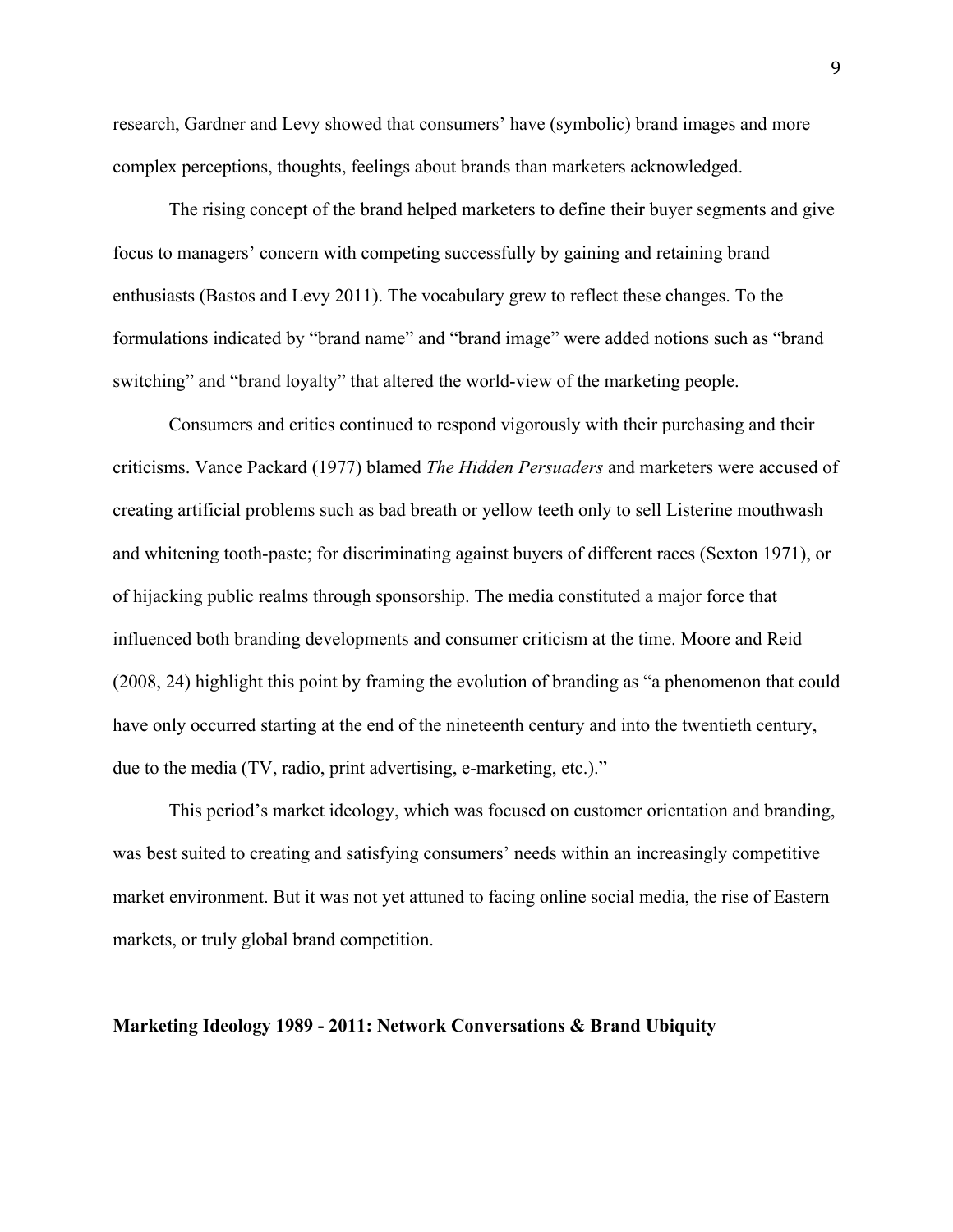research, Gardner and Levy showed that consumers' have (symbolic) brand images and more complex perceptions, thoughts, feelings about brands than marketers acknowledged.

The rising concept of the brand helped marketers to define their buyer segments and give focus to managers' concern with competing successfully by gaining and retaining brand enthusiasts (Bastos and Levy 2011). The vocabulary grew to reflect these changes. To the formulations indicated by "brand name" and "brand image" were added notions such as "brand switching" and "brand loyalty" that altered the world-view of the marketing people.

Consumers and critics continued to respond vigorously with their purchasing and their criticisms. Vance Packard (1977) blamed *The Hidden Persuaders* and marketers were accused of creating artificial problems such as bad breath or yellow teeth only to sell Listerine mouthwash and whitening tooth-paste; for discriminating against buyers of different races (Sexton 1971), or of hijacking public realms through sponsorship. The media constituted a major force that influenced both branding developments and consumer criticism at the time. Moore and Reid (2008, 24) highlight this point by framing the evolution of branding as "a phenomenon that could have only occurred starting at the end of the nineteenth century and into the twentieth century, due to the media (TV, radio, print advertising, e-marketing, etc.)."

This period's market ideology, which was focused on customer orientation and branding, was best suited to creating and satisfying consumers' needs within an increasingly competitive market environment. But it was not yet attuned to facing online social media, the rise of Eastern markets, or truly global brand competition.

**Marketing Ideology 1989 - 2011: Network Conversations & Brand Ubiquity**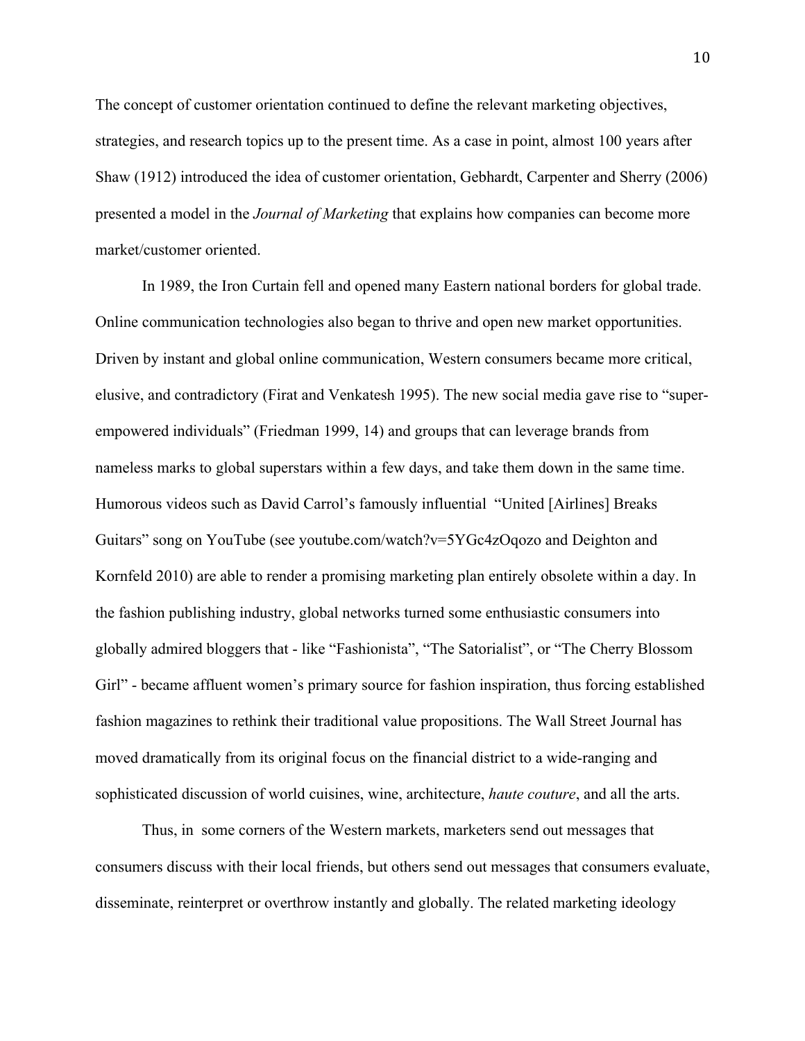The concept of customer orientation continued to define the relevant marketing objectives, strategies, and research topics up to the present time. As a case in point, almost 100 years after Shaw (1912) introduced the idea of customer orientation, Gebhardt, Carpenter and Sherry (2006) presented a model in the *Journal of Marketing* that explains how companies can become more market/customer oriented.

In 1989, the Iron Curtain fell and opened many Eastern national borders for global trade. Online communication technologies also began to thrive and open new market opportunities. Driven by instant and global online communication, Western consumers became more critical, elusive, and contradictory (Firat and Venkatesh 1995). The new social media gave rise to "super-empowered individuals" (Friedman 1999, 14) and groups that can leverage brands from nameless marks to global superstars within a few days, and take them down in the same time. Humorous videos such as David Carrol's famously influential "United [Airlines] Breaks Guitars" song on YouTube (see youtube.com/watch?v=5YGc4zOqozo and Deighton and Kornfeld 2010) are able to render a promising marketing plan entirely obsolete within a day. In the fashion publishing industry, global networks turned some enthusiastic consumers into globally admired bloggers that - like "Fashionista", "The Satorialist", or "The Cherry Blossom Girl" - became affluent women's primary source for fashion inspiration, thus forcing established fashion magazines to rethink their traditional value propositions. The Wall Street Journal has moved dramatically from its original focus on the financial district to a wide-ranging and sophisticated discussion of world cuisines, wine, architecture, *haute couture*, and all the arts.

Thus, in some corners of the Western markets, marketers send out messages that consumers discuss with their local friends, but others send out messages that consumers evaluate, disseminate, reinterpret or overthrow instantly and globally. The related marketing ideology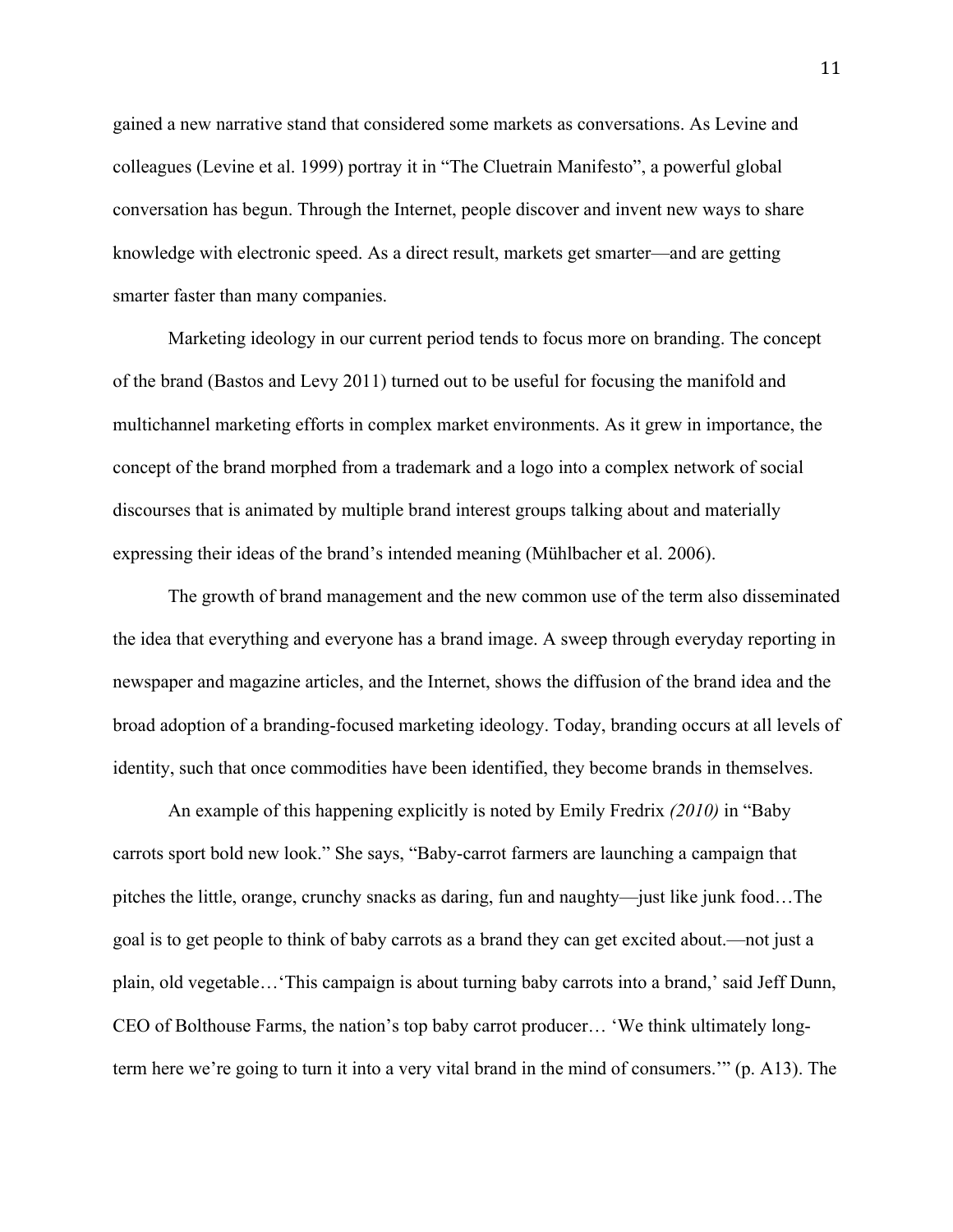gained a new narrative stand that considered some markets as conversations. As Levine and colleagues (Levine et al. 1999) portray it in "The Cluetrain Manifesto", a powerful global conversation has begun. Through the Internet, people discover and invent new ways to share knowledge with electronic speed. As a direct result, markets get smarter—and are getting smarter faster than many companies.

Marketing ideology in our current period tends to focus more on branding. The concept of the brand (Bastos and Levy 2011) turned out to be useful for focusing the manifold and multichannel marketing efforts in complex market environments. As it grew in importance, the concept of the brand morphed from a trademark and a logo into a complex network of social discourses that is animated by multiple brand interest groups talking about and materially expressing their ideas of the brand's intended meaning (Mühlbacher et al. 2006).

The growth of brand management and the new common use of the term also disseminated the idea that everything and everyone has a brand image. A sweep through everyday reporting in newspaper and magazine articles, and the Internet, shows the diffusion of the brand idea and the broad adoption of a branding-focused marketing ideology. Today, branding occurs at all levels of identity, such that once commodities have been identified, they become brands in themselves.

An example of this happening explicitly is noted by Emily Fredrix *(2010)* in "Baby carrots sport bold new look." She says, "Baby-carrot farmers are launching a campaign that pitches the little, orange, crunchy snacks as daring, fun and naughty—just like junk food…The goal is to get people to think of baby carrots as a brand they can get excited about.—not just a plain, old vegetable…'This campaign is about turning baby carrots into a brand,' said Jeff Dunn, CEO of Bolthouse Farms, the nation's top baby carrot producer… 'We think ultimately long-term here we're going to turn it into a very vital brand in the mind of consumers.'" (p. A13). The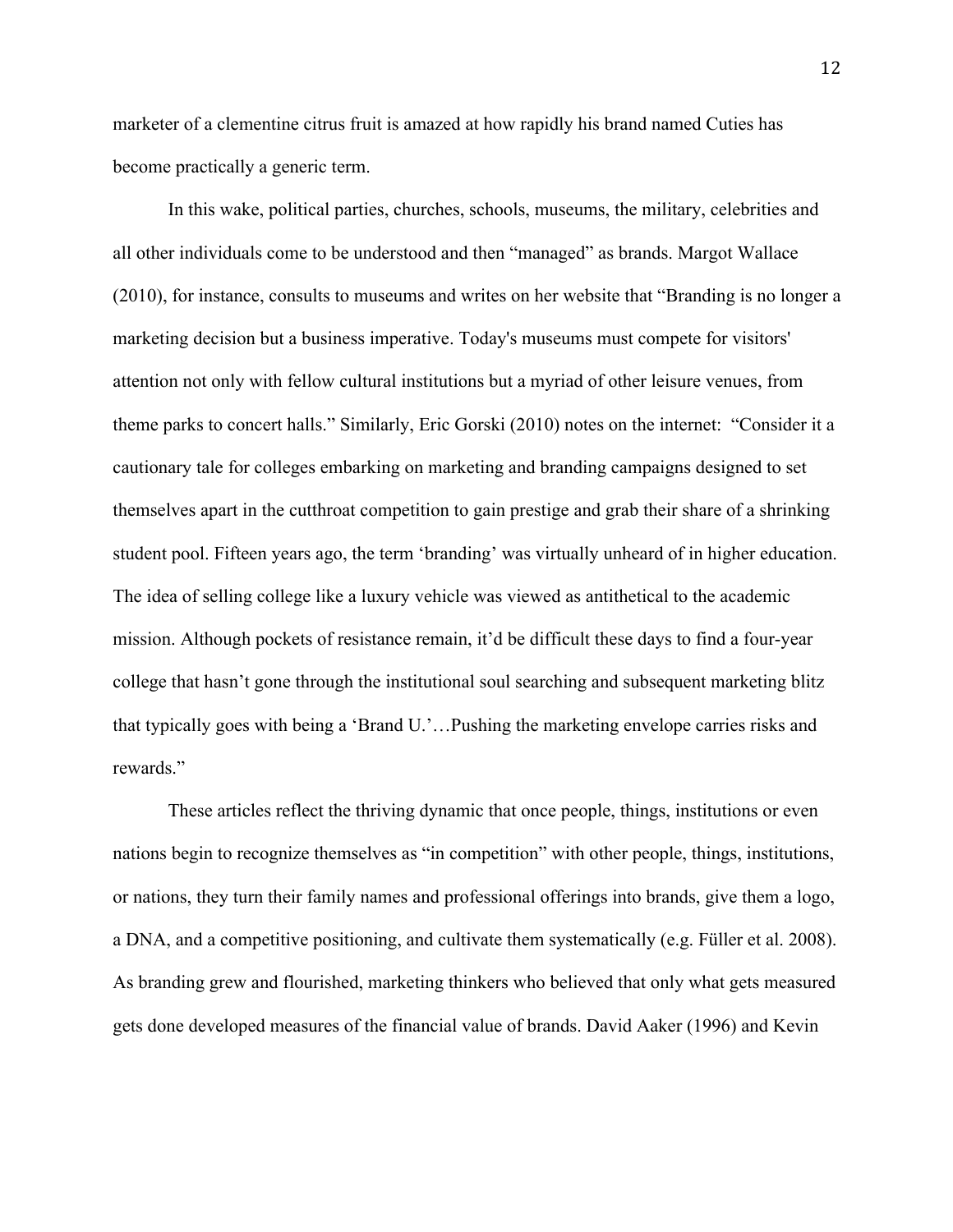marketer of a clementine citrus fruit is amazed at how rapidly his brand named Cuties has become practically a generic term.

In this wake, political parties, churches, schools, museums, the military, celebrities and all other individuals come to be understood and then "managed" as brands. Margot Wallace (2010), for instance, consults to museums and writes on her website that "Branding is no longer a marketing decision but a business imperative. Today's museums must compete for visitors' attention not only with fellow cultural institutions but a myriad of other leisure venues, from theme parks to concert halls." Similarly, Eric Gorski (2010) notes on the internet: "Consider it a cautionary tale for colleges embarking on marketing and branding campaigns designed to set themselves apart in the cutthroat competition to gain prestige and grab their share of a shrinking student pool. Fifteen years ago, the term 'branding' was virtually unheard of in higher education. The idea of selling college like a luxury vehicle was viewed as antithetical to the academic mission. Although pockets of resistance remain, it'd be difficult these days to find a four-year college that hasn't gone through the institutional soul searching and subsequent marketing blitz that typically goes with being a 'Brand U.'…Pushing the marketing envelope carries risks and rewards."

These articles reflect the thriving dynamic that once people, things, institutions or even nations begin to recognize themselves as "in competition" with other people, things, institutions, or nations, they turn their family names and professional offerings into brands, give them a logo, a DNA, and a competitive positioning, and cultivate them systematically (e.g. Füller et al. 2008). As branding grew and flourished, marketing thinkers who believed that only what gets measured gets done developed measures of the financial value of brands. David Aaker (1996) and Kevin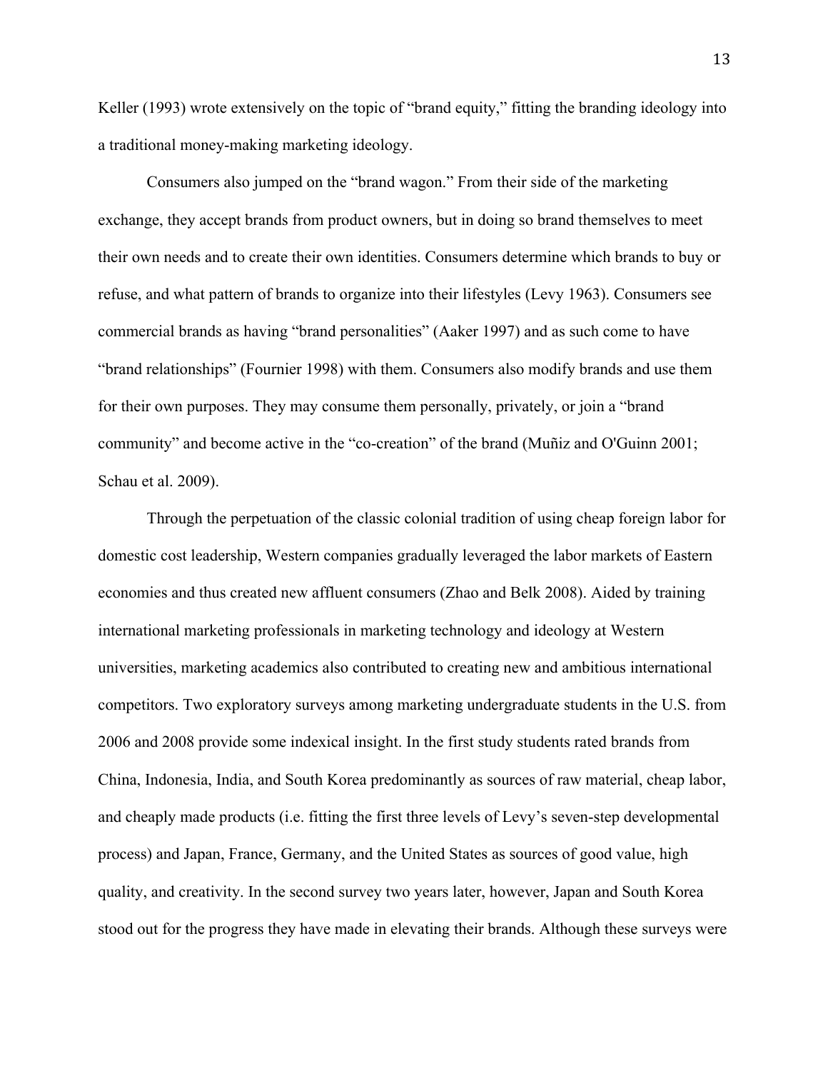Keller (1993) wrote extensively on the topic of "brand equity," fitting the branding ideology into a traditional money-making marketing ideology.

Consumers also jumped on the "brand wagon." From their side of the marketing exchange, they accept brands from product owners, but in doing so brand themselves to meet their own needs and to create their own identities. Consumers determine which brands to buy or refuse, and what pattern of brands to organize into their lifestyles (Levy 1963). Consumers see commercial brands as having "brand personalities" (Aaker 1997) and as such come to have "brand relationships" (Fournier 1998) with them. Consumers also modify brands and use them for their own purposes. They may consume them personally, privately, or join a "brand community" and become active in the "co-creation" of the brand (Muñiz and O'Guinn 2001; Schau et al. 2009).

Through the perpetuation of the classic colonial tradition of using cheap foreign labor for domestic cost leadership, Western companies gradually leveraged the labor markets of Eastern economies and thus created new affluent consumers (Zhao and Belk 2008). Aided by training international marketing professionals in marketing technology and ideology at Western universities, marketing academics also contributed to creating new and ambitious international competitors. Two exploratory surveys among marketing undergraduate students in the U.S. from 2006 and 2008 provide some indexical insight. In the first study students rated brands from China, Indonesia, India, and South Korea predominantly as sources of raw material, cheap labor, and cheaply made products (i.e. fitting the first three levels of Levy's seven-step developmental process) and Japan, France, Germany, and the United States as sources of good value, high quality, and creativity. In the second survey two years later, however, Japan and South Korea stood out for the progress they have made in elevating their brands. Although these surveys were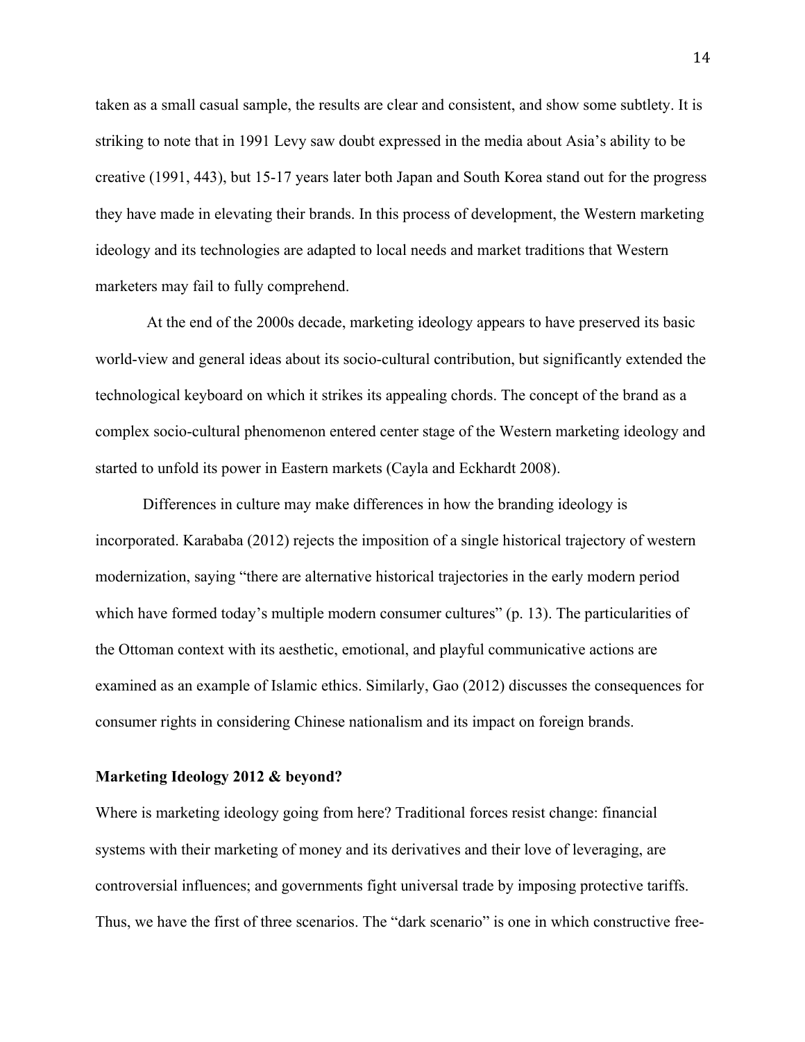taken as a small casual sample, the results are clear and consistent, and show some subtlety. It is striking to note that in 1991 Levy saw doubt expressed in the media about Asia's ability to be creative (1991, 443), but 15-17 years later both Japan and South Korea stand out for the progress they have made in elevating their brands. In this process of development, the Western marketing ideology and its technologies are adapted to local needs and market traditions that Western marketers may fail to fully comprehend.

At the end of the 2000s decade, marketing ideology appears to have preserved its basic world-view and general ideas about its socio-cultural contribution, but significantly extended the technological keyboard on which it strikes its appealing chords. The concept of the brand as a complex socio-cultural phenomenon entered center stage of the Western marketing ideology and started to unfold its power in Eastern markets (Cayla and Eckhardt 2008).

Differences in culture may make differences in how the branding ideology is incorporated. Karababa (2012) rejects the imposition of a single historical trajectory of western modernization, saying "there are alternative historical trajectories in the early modern period which have formed today's multiple modern consumer cultures" (p. 13). The particularities of the Ottoman context with its aesthetic, emotional, and playful communicative actions are examined as an example of Islamic ethics. Similarly, Gao (2012) discusses the consequences for consumer rights in considering Chinese nationalism and its impact on foreign brands.

**Marketing Ideology 2012 & beyond?**

Where is marketing ideology going from here? Traditional forces resist change: financial systems with their marketing of money and its derivatives and their love of leveraging, are controversial influences; and governments fight universal trade by imposing protective tariffs. Thus, we have the first of three scenarios. The "dark scenario" is one in which constructive free-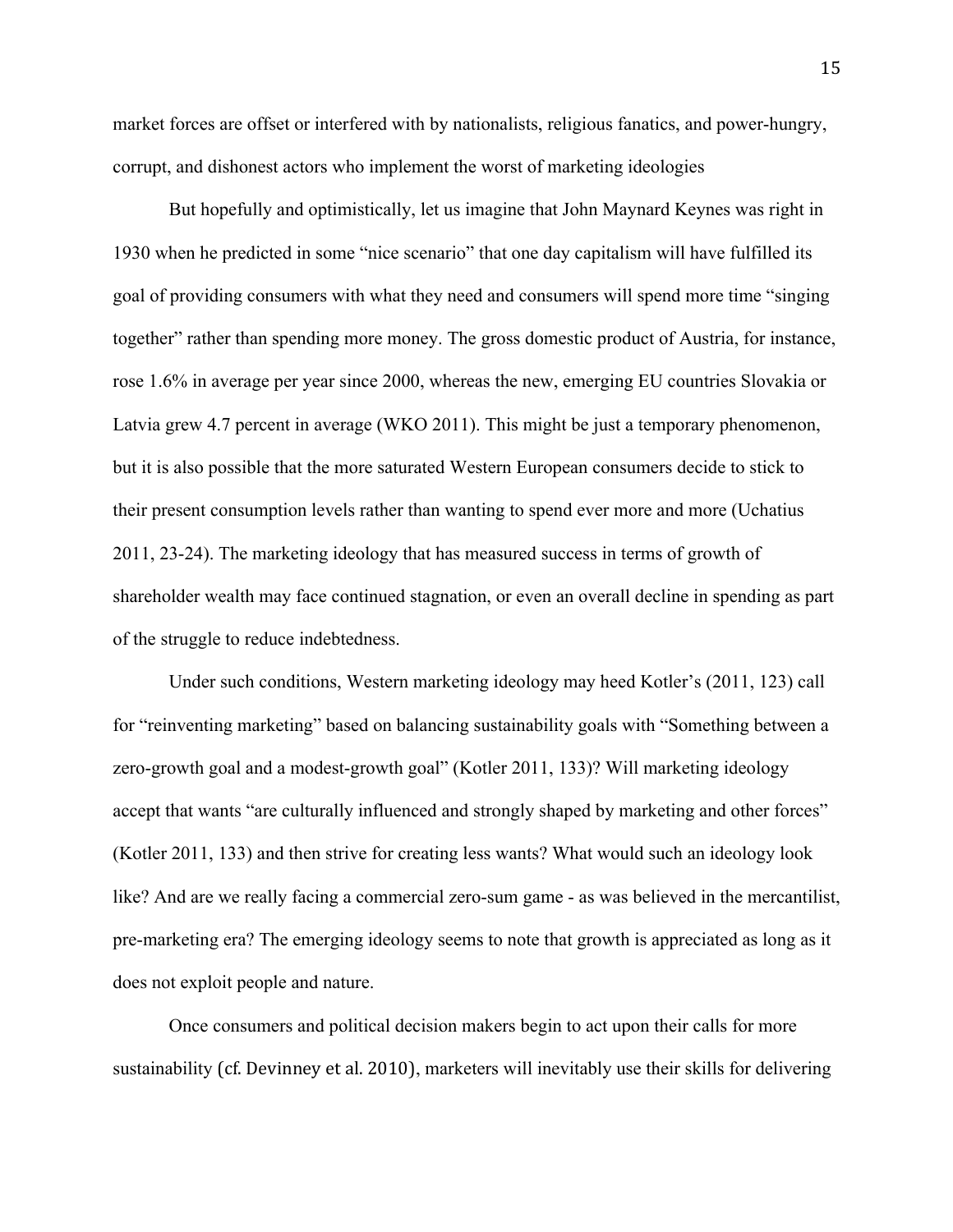market forces are offset or interfered with by nationalists, religious fanatics, and power-hungry, corrupt, and dishonest actors who implement the worst of marketing ideologies

But hopefully and optimistically, let us imagine that John Maynard Keynes was right in 1930 when he predicted in some "nice scenario" that one day capitalism will have fulfilled its goal of providing consumers with what they need and consumers will spend more time "singing together" rather than spending more money. The gross domestic product of Austria, for instance, rose 1.6% in average per year since 2000, whereas the new, emerging EU countries Slovakia or Latvia grew 4.7 percent in average (WKO 2011). This might be just a temporary phenomenon, but it is also possible that the more saturated Western European consumers decide to stick to their present consumption levels rather than wanting to spend ever more and more (Uchatius 2011, 23-24). The marketing ideology that has measured success in terms of growth of shareholder wealth may face continued stagnation, or even an overall decline in spending as part of the struggle to reduce indebtedness.

Under such conditions, Western marketing ideology may heed Kotler's (2011, 123) call for "reinventing marketing" based on balancing sustainability goals with "Something between a zero-growth goal and a modest-growth goal" (Kotler 2011, 133)? Will marketing ideology accept that wants "are culturally influenced and strongly shaped by marketing and other forces" (Kotler 2011, 133) and then strive for creating less wants? What would such an ideology look like? And are we really facing a commercial zero-sum game - as was believed in the mercantilist, pre-marketing era? The emerging ideology seems to note that growth is appreciated as long as it does not exploit people and nature.

Once consumers and political decision makers begin to act upon their calls for more sustainability (cf. Devinney et al. 2010), marketers will inevitably use their skills for delivering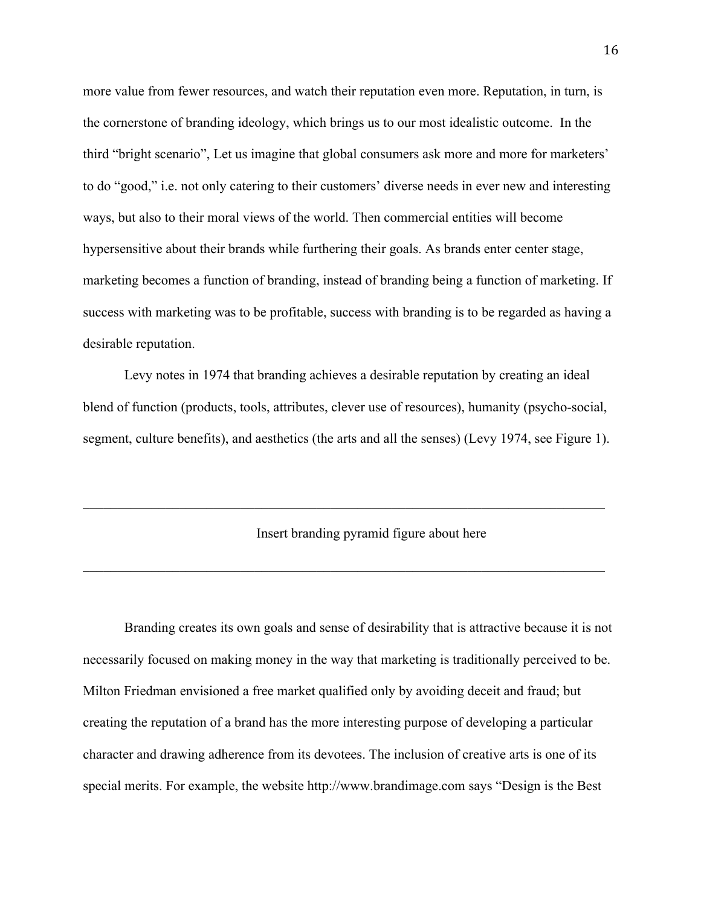more value from fewer resources, and watch their reputation even more. Reputation, in turn, is the cornerstone of branding ideology, which brings us to our most idealistic outcome. In the third "bright scenario", Let us imagine that global consumers ask more and more for marketers' to do "good," i.e. not only catering to their customers' diverse needs in ever new and interesting ways, but also to their moral views of the world. Then commercial entities will become hypersensitive about their brands while furthering their goals. As brands enter center stage, marketing becomes a function of branding, instead of branding being a function of marketing. If success with marketing was to be profitable, success with branding is to be regarded as having a desirable reputation.

Levy notes in 1974 that branding achieves a desirable reputation by creating an ideal blend of function (products, tools, attributes, clever use of resources), humanity (psycho-social, segment, culture benefits), and aesthetics (the arts and all the senses) (Levy 1974, see Figure 1).

---

Insert branding pyramid figure about here

---

Branding creates its own goals and sense of desirability that is attractive because it is not necessarily focused on making money in the way that marketing is traditionally perceived to be. Milton Friedman envisioned a free market qualified only by avoiding deceit and fraud; but creating the reputation of a brand has the more interesting purpose of developing a particular character and drawing adherence from its devotees. The inclusion of creative arts is one of its special merits. For example, the website http://www.brandimage.com says "Design is the Best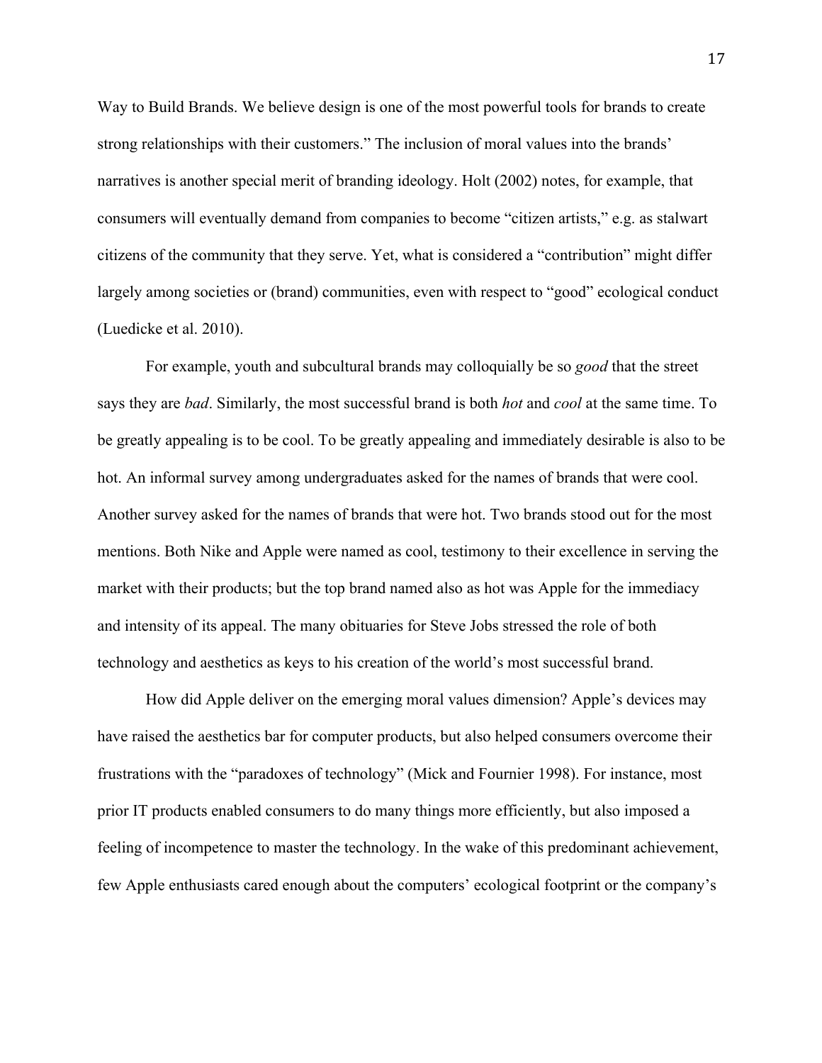Way to Build Brands. We believe design is one of the most powerful tools for brands to create strong relationships with their customers." The inclusion of moral values into the brands' narratives is another special merit of branding ideology. Holt (2002) notes, for example, that consumers will eventually demand from companies to become "citizen artists," e.g. as stalwart citizens of the community that they serve. Yet, what is considered a "contribution" might differ largely among societies or (brand) communities, even with respect to "good" ecological conduct (Luedicke et al. 2010).

For example, youth and subcultural brands may colloquially be so *good* that the street says they are *bad*. Similarly, the most successful brand is both *hot* and *cool* at the same time. To be greatly appealing is to be cool. To be greatly appealing and immediately desirable is also to be hot. An informal survey among undergraduates asked for the names of brands that were cool. Another survey asked for the names of brands that were hot. Two brands stood out for the most mentions. Both Nike and Apple were named as cool, testimony to their excellence in serving the market with their products; but the top brand named also as hot was Apple for the immediacy and intensity of its appeal. The many obituaries for Steve Jobs stressed the role of both technology and aesthetics as keys to his creation of the world's most successful brand.

How did Apple deliver on the emerging moral values dimension? Apple's devices may have raised the aesthetics bar for computer products, but also helped consumers overcome their frustrations with the "paradoxes of technology" (Mick and Fournier 1998). For instance, most prior IT products enabled consumers to do many things more efficiently, but also imposed a feeling of incompetence to master the technology. In the wake of this predominant achievement, few Apple enthusiasts cared enough about the computers' ecological footprint or the company's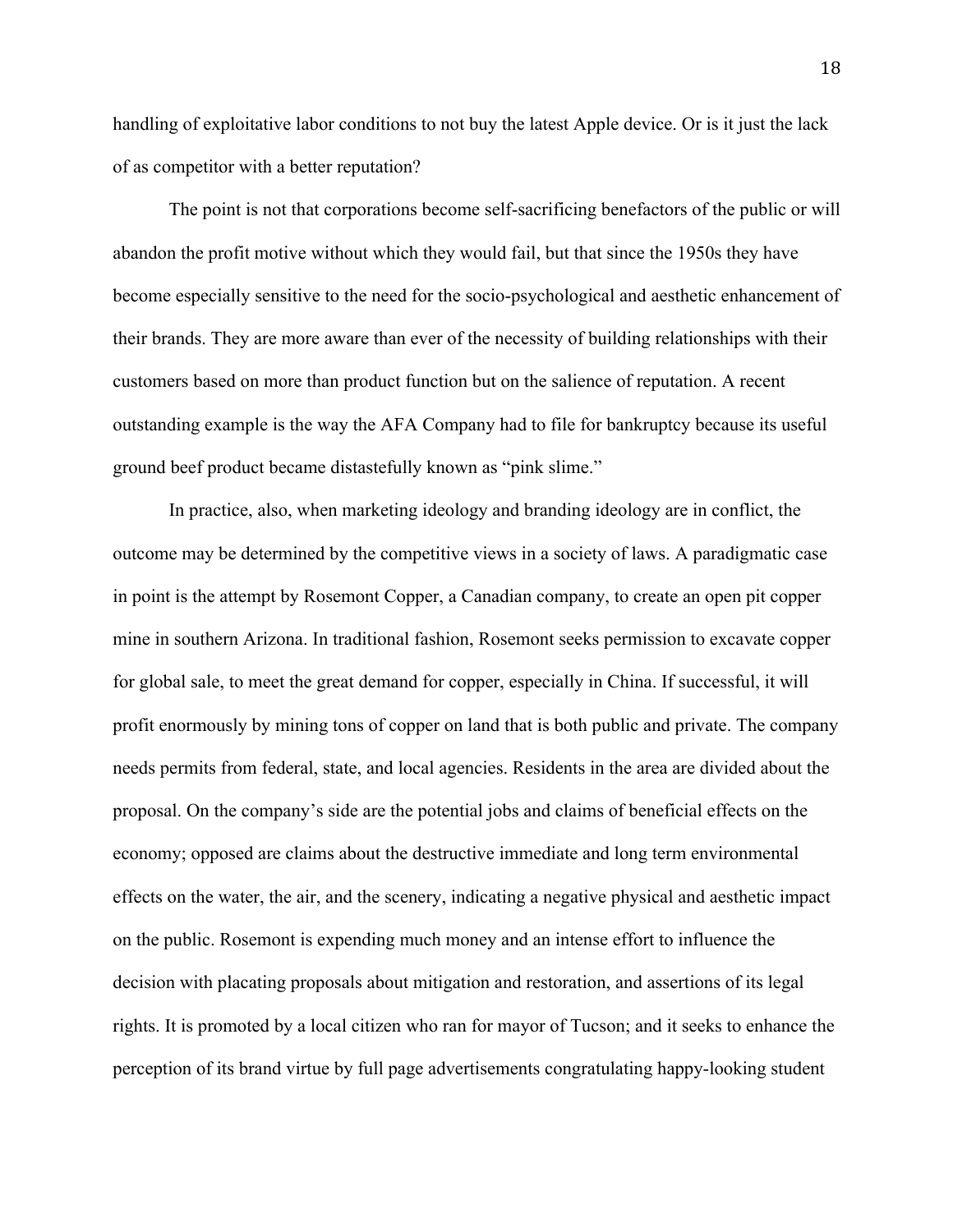handling of exploitative labor conditions to not buy the latest Apple device. Or is it just the lack of as competitor with a better reputation?

The point is not that corporations become self-sacrificing benefactors of the public or will abandon the profit motive without which they would fail, but that since the 1950s they have become especially sensitive to the need for the socio-psychological and aesthetic enhancement of their brands. They are more aware than ever of the necessity of building relationships with their customers based on more than product function but on the salience of reputation. A recent outstanding example is the way the AFA Company had to file for bankruptcy because its useful ground beef product became distastefully known as "pink slime."

In practice, also, when marketing ideology and branding ideology are in conflict, the outcome may be determined by the competitive views in a society of laws. A paradigmatic case in point is the attempt by Rosemont Copper, a Canadian company, to create an open pit copper mine in southern Arizona. In traditional fashion, Rosemont seeks permission to excavate copper for global sale, to meet the great demand for copper, especially in China. If successful, it will profit enormously by mining tons of copper on land that is both public and private. The company needs permits from federal, state, and local agencies. Residents in the area are divided about the proposal. On the company's side are the potential jobs and claims of beneficial effects on the economy; opposed are claims about the destructive immediate and long term environmental effects on the water, the air, and the scenery, indicating a negative physical and aesthetic impact on the public. Rosemont is expending much money and an intense effort to influence the decision with placating proposals about mitigation and restoration, and assertions of its legal rights. It is promoted by a local citizen who ran for mayor of Tucson; and it seeks to enhance the perception of its brand virtue by full page advertisements congratulating happy-looking student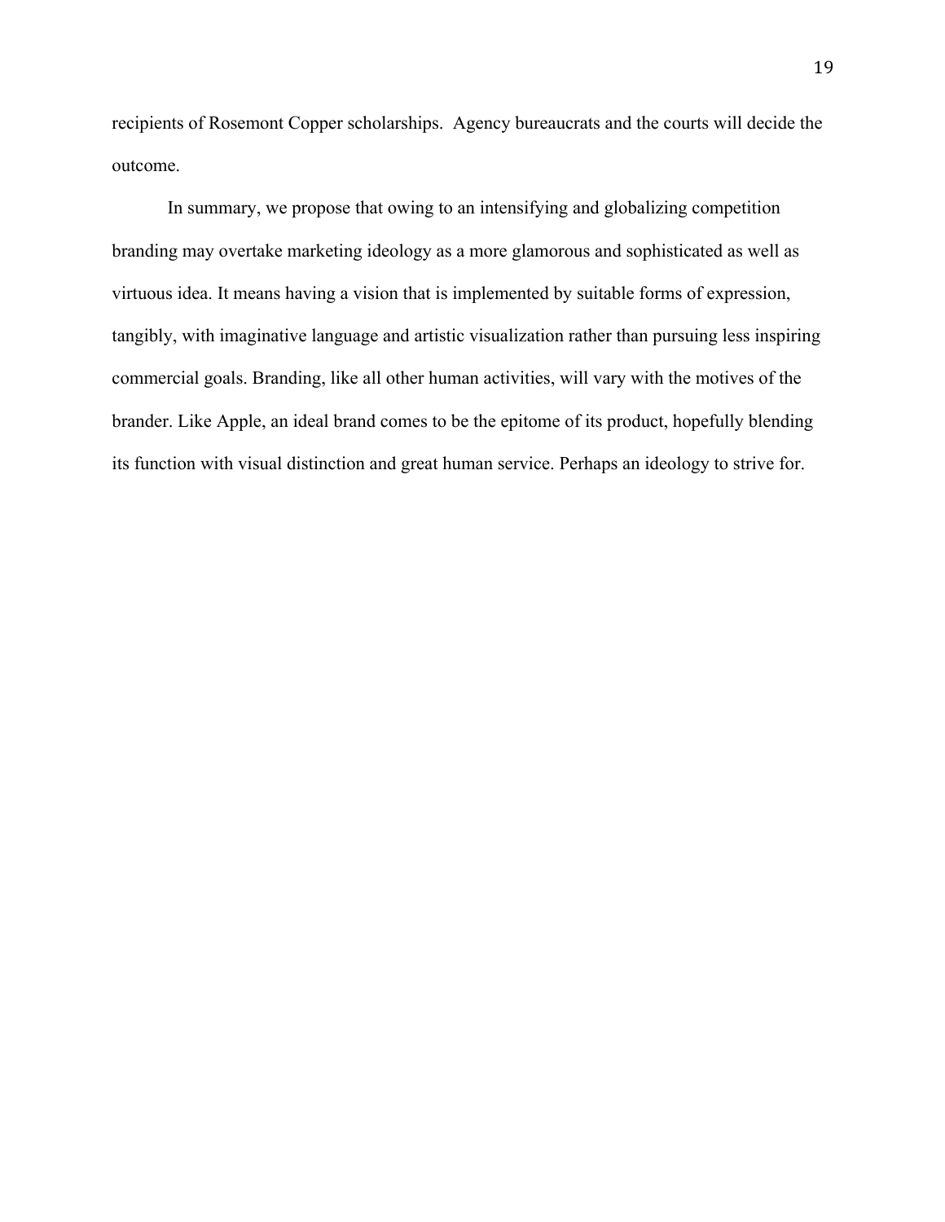recipients of Rosemont Copper scholarships.  Agency bureaucrats and the courts will decide the outcome.

In summary, we propose that owing to an intensifying and globalizing competition branding may overtake marketing ideology as a more glamorous and sophisticated as well as virtuous idea. It means having a vision that is implemented by suitable forms of expression, tangibly, with imaginative language and artistic visualization rather than pursuing less inspiring commercial goals. Branding, like all other human activities, will vary with the motives of the brander. Like Apple, an ideal brand comes to be the epitome of its product, hopefully blending its function with visual distinction and great human service. Perhaps an ideology to strive for.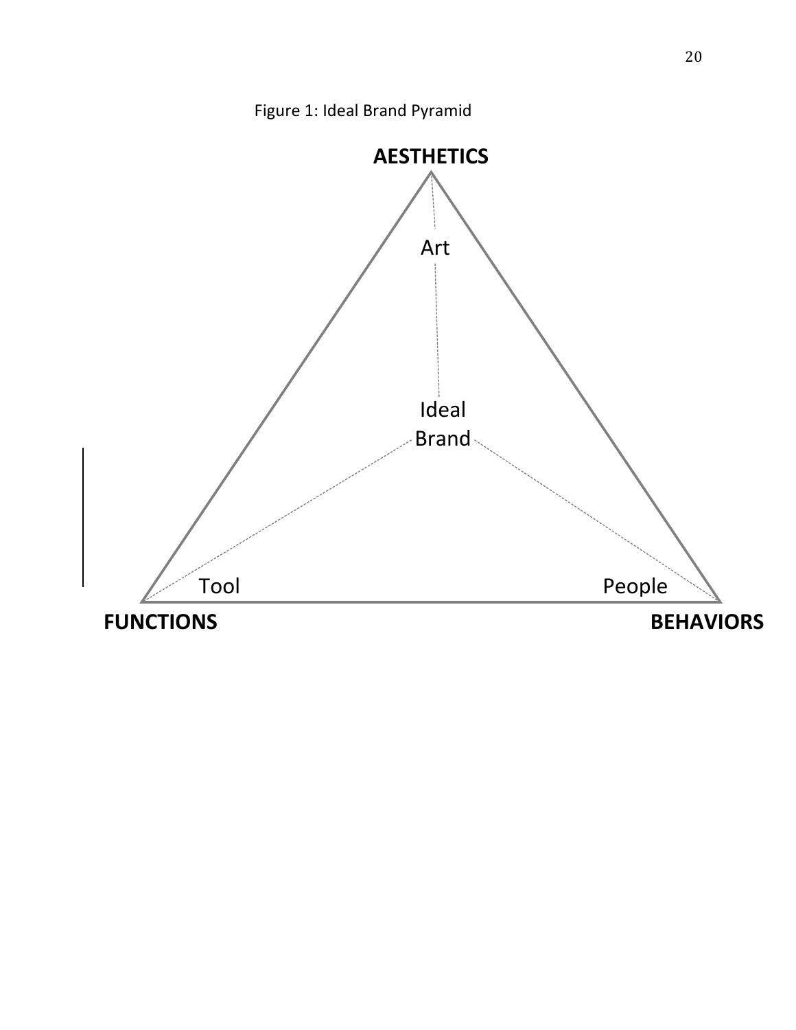Figure 1: Ideal Brand Pyramid

AESTHETICS

Art

Ideal Brand

Tool

People

FUNCTIONS

BEHAVIORS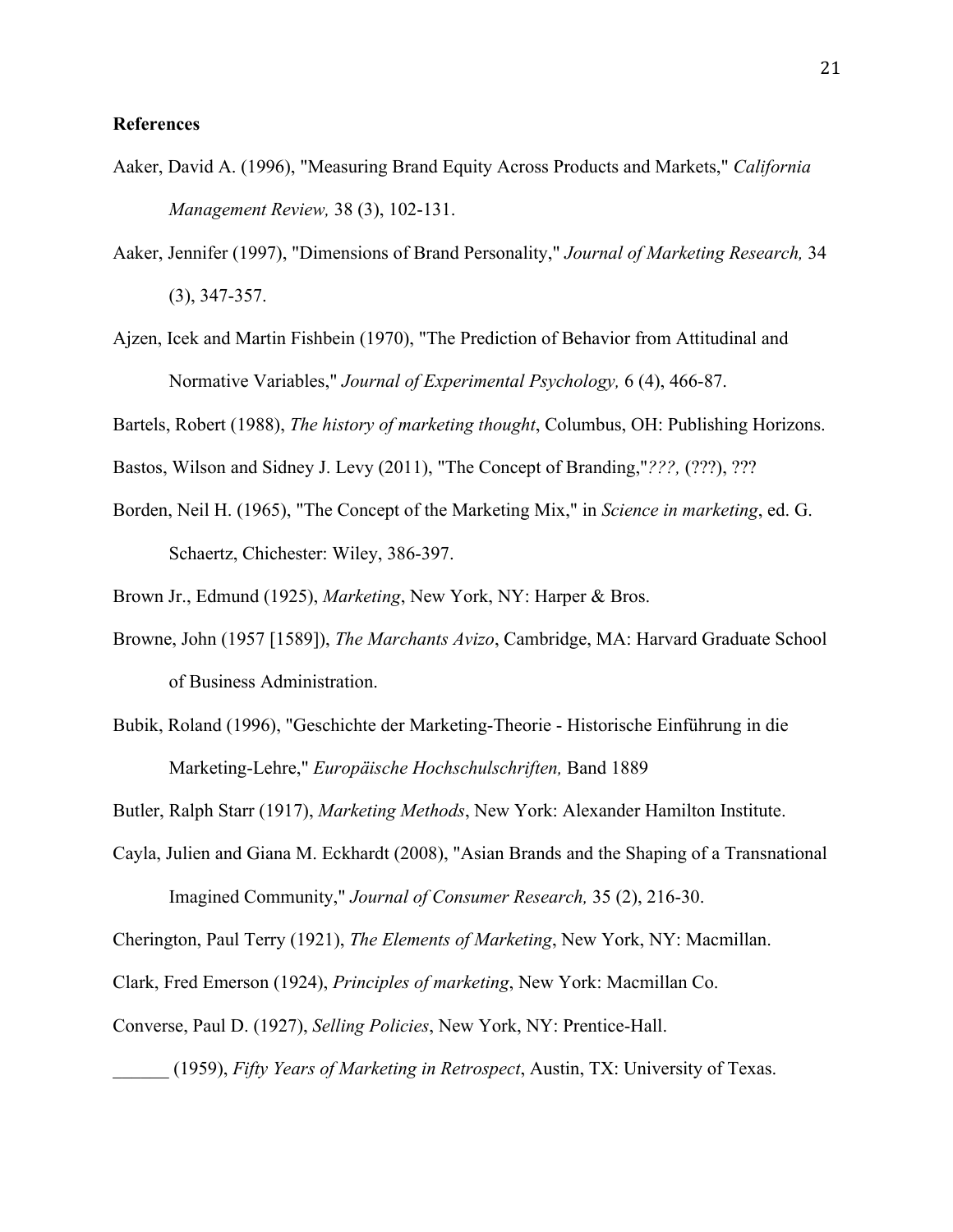**References**

Aaker, David A. (1996), "Measuring Brand Equity Across Products and Markets," *California Management Review,* 38 (3), 102-131.

Aaker, Jennifer (1997), "Dimensions of Brand Personality," *Journal of Marketing Research,* 34 (3), 347-357.

Ajzen, Icek and Martin Fishbein (1970), "The Prediction of Behavior from Attitudinal and Normative Variables," *Journal of Experimental Psychology,* 6 (4), 466-87.

Bartels, Robert (1988), *The history of marketing thought*, Columbus, OH: Publishing Horizons.

Bastos, Wilson and Sidney J. Levy (2011), "The Concept of Branding,"*???,* (???), ???

Borden, Neil H. (1965), "The Concept of the Marketing Mix," in *Science in marketing*, ed. G. Schaertz, Chichester: Wiley, 386-397.

Brown Jr., Edmund (1925), *Marketing*, New York, NY: Harper & Bros.

Browne, John (1957 [1589]), *The Marchants Avizo*, Cambridge, MA: Harvard Graduate School of Business Administration.

Bubik, Roland (1996), "Geschichte der Marketing-Theorie - Historische Einführung in die Marketing-Lehre," *Europäische Hochschulschriften,* Band 1889

Butler, Ralph Starr (1917), *Marketing Methods*, New York: Alexander Hamilton Institute.

Cayla, Julien and Giana M. Eckhardt (2008), "Asian Brands and the Shaping of a Transnational Imagined Community," *Journal of Consumer Research,* 35 (2), 216-30.

Cherington, Paul Terry (1921), *The Elements of Marketing*, New York, NY: Macmillan.

Clark, Fred Emerson (1924), *Principles of marketing*, New York: Macmillan Co.

Converse, Paul D. (1927), *Selling Policies*, New York, NY: Prentice-Hall.

______ (1959), *Fifty Years of Marketing in Retrospect*, Austin, TX: University of Texas.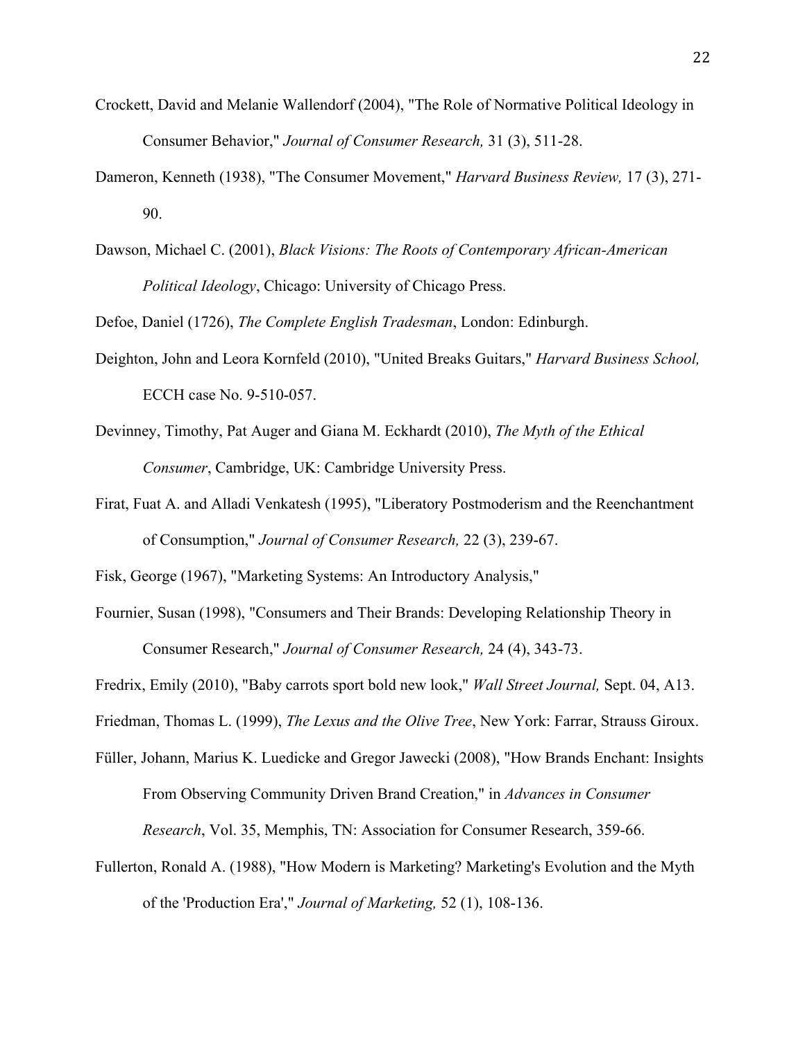Crockett, David and Melanie Wallendorf (2004), "The Role of Normative Political Ideology in Consumer Behavior," *Journal of Consumer Research,* 31 (3), 511-28.

Dameron, Kenneth (1938), "The Consumer Movement," *Harvard Business Review,* 17 (3), 271-90.

Dawson, Michael C. (2001), *Black Visions: The Roots of Contemporary African-American Political Ideology*, Chicago: University of Chicago Press.

Defoe, Daniel (1726), *The Complete English Tradesman*, London: Edinburgh.

Deighton, John and Leora Kornfeld (2010), "United Breaks Guitars," *Harvard Business School,* ECCH case No. 9-510-057.

Devinney, Timothy, Pat Auger and Giana M. Eckhardt (2010), *The Myth of the Ethical Consumer*, Cambridge, UK: Cambridge University Press.

Firat, Fuat A. and Alladi Venkatesh (1995), "Liberatory Postmoderism and the Reenchantment of Consumption," *Journal of Consumer Research,* 22 (3), 239-67.

Fisk, George (1967), "Marketing Systems: An Introductory Analysis,"

Fournier, Susan (1998), "Consumers and Their Brands: Developing Relationship Theory in Consumer Research," *Journal of Consumer Research,* 24 (4), 343-73.

Fredrix, Emily (2010), "Baby carrots sport bold new look," *Wall Street Journal,* Sept. 04, A13.

Friedman, Thomas L. (1999), *The Lexus and the Olive Tree*, New York: Farrar, Strauss Giroux.

Füller, Johann, Marius K. Luedicke and Gregor Jawecki (2008), "How Brands Enchant: Insights From Observing Community Driven Brand Creation," in *Advances in Consumer Research*, Vol. 35, Memphis, TN: Association for Consumer Research, 359-66.

Fullerton, Ronald A. (1988), "How Modern is Marketing? Marketing's Evolution and the Myth of the 'Production Era'," *Journal of Marketing,* 52 (1), 108-136.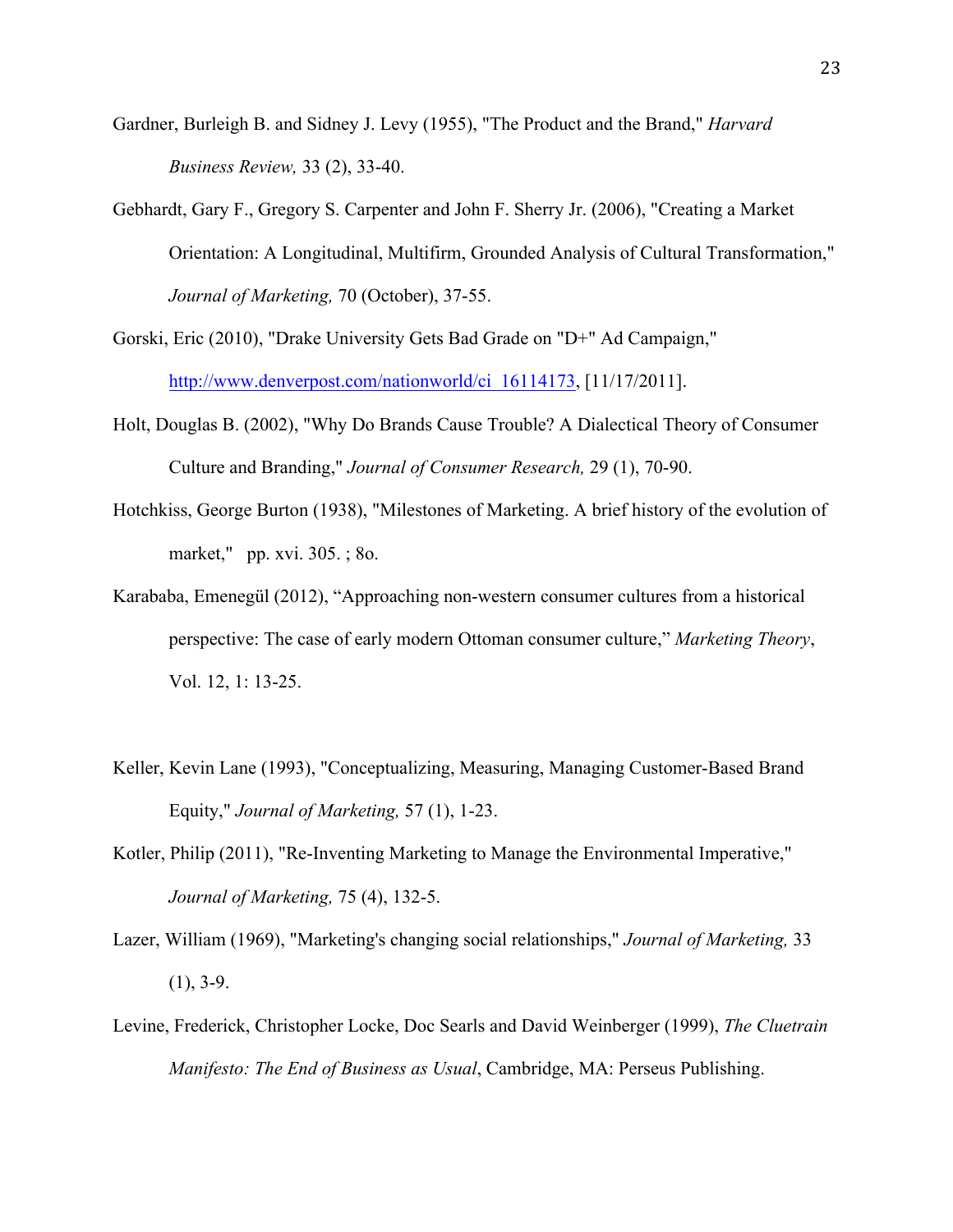Gardner, Burleigh B. and Sidney J. Levy (1955), "The Product and the Brand," *Harvard Business Review,* 33 (2), 33-40.

Gebhardt, Gary F., Gregory S. Carpenter and John F. Sherry Jr. (2006), "Creating a Market Orientation: A Longitudinal, Multifirm, Grounded Analysis of Cultural Transformation," *Journal of Marketing,* 70 (October), 37-55.

Gorski, Eric (2010), "Drake University Gets Bad Grade on "D+" Ad Campaign," http://www.denverpost.com/nationworld/ci_16114173, [11/17/2011].

Holt, Douglas B. (2002), "Why Do Brands Cause Trouble? A Dialectical Theory of Consumer Culture and Branding," *Journal of Consumer Research,* 29 (1), 70-90.

Hotchkiss, George Burton (1938), "Milestones of Marketing. A brief history of the evolution of market," pp. xvi. 305. ; 8o.

Karababa, Emenegül (2012), "Approaching non-western consumer cultures from a historical perspective: The case of early modern Ottoman consumer culture," *Marketing Theory*, Vol. 12, 1: 13-25.

Keller, Kevin Lane (1993), "Conceptualizing, Measuring, Managing Customer-Based Brand Equity," *Journal of Marketing,* 57 (1), 1-23.

Kotler, Philip (2011), "Re-Inventing Marketing to Manage the Environmental Imperative," *Journal of Marketing,* 75 (4), 132-5.

Lazer, William (1969), "Marketing's changing social relationships," *Journal of Marketing,* 33 (1), 3-9.

Levine, Frederick, Christopher Locke, Doc Searls and David Weinberger (1999), *The Cluetrain Manifesto: The End of Business as Usual*, Cambridge, MA: Perseus Publishing.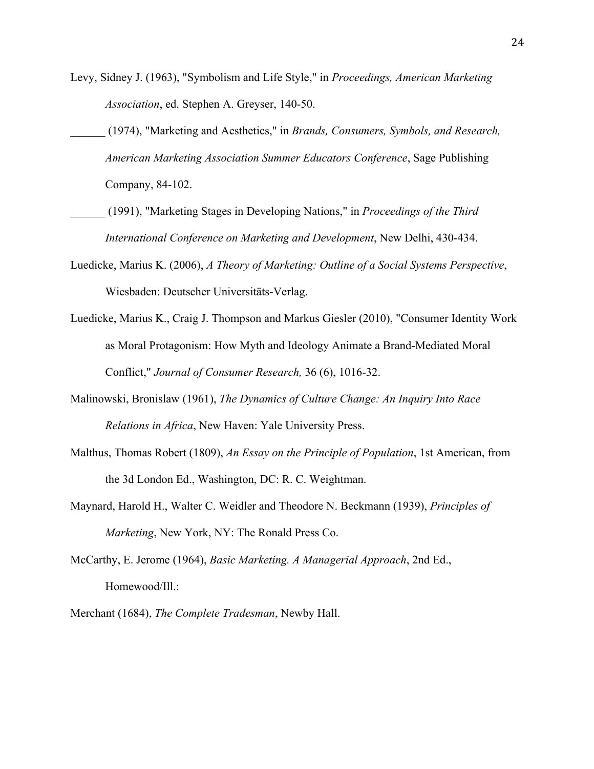Levy, Sidney J. (1963), "Symbolism and Life Style," in *Proceedings, American Marketing Association*, ed. Stephen A. Greyser, 140-50.

______ (1974), "Marketing and Aesthetics," in *Brands, Consumers, Symbols, and Research, American Marketing Association Summer Educators Conference*, Sage Publishing Company, 84-102.

______ (1991), "Marketing Stages in Developing Nations," in *Proceedings of the Third International Conference on Marketing and Development*, New Delhi, 430-434.

Luedicke, Marius K. (2006), *A Theory of Marketing: Outline of a Social Systems Perspective*, Wiesbaden: Deutscher Universitäts-Verlag.

Luedicke, Marius K., Craig J. Thompson and Markus Giesler (2010), "Consumer Identity Work as Moral Protagonism: How Myth and Ideology Animate a Brand-Mediated Moral Conflict," *Journal of Consumer Research,* 36 (6), 1016-32.

Malinowski, Bronislaw (1961), *The Dynamics of Culture Change: An Inquiry Into Race Relations in Africa*, New Haven: Yale University Press.

Malthus, Thomas Robert (1809), *An Essay on the Principle of Population*, 1st American, from the 3d London Ed., Washington, DC: R. C. Weightman.

Maynard, Harold H., Walter C. Weidler and Theodore N. Beckmann (1939), *Principles of Marketing*, New York, NY: The Ronald Press Co.

McCarthy, E. Jerome (1964), *Basic Marketing. A Managerial Approach*, 2nd Ed., Homewood/Ill.:

Merchant (1684), *The Complete Tradesman*, Newby Hall.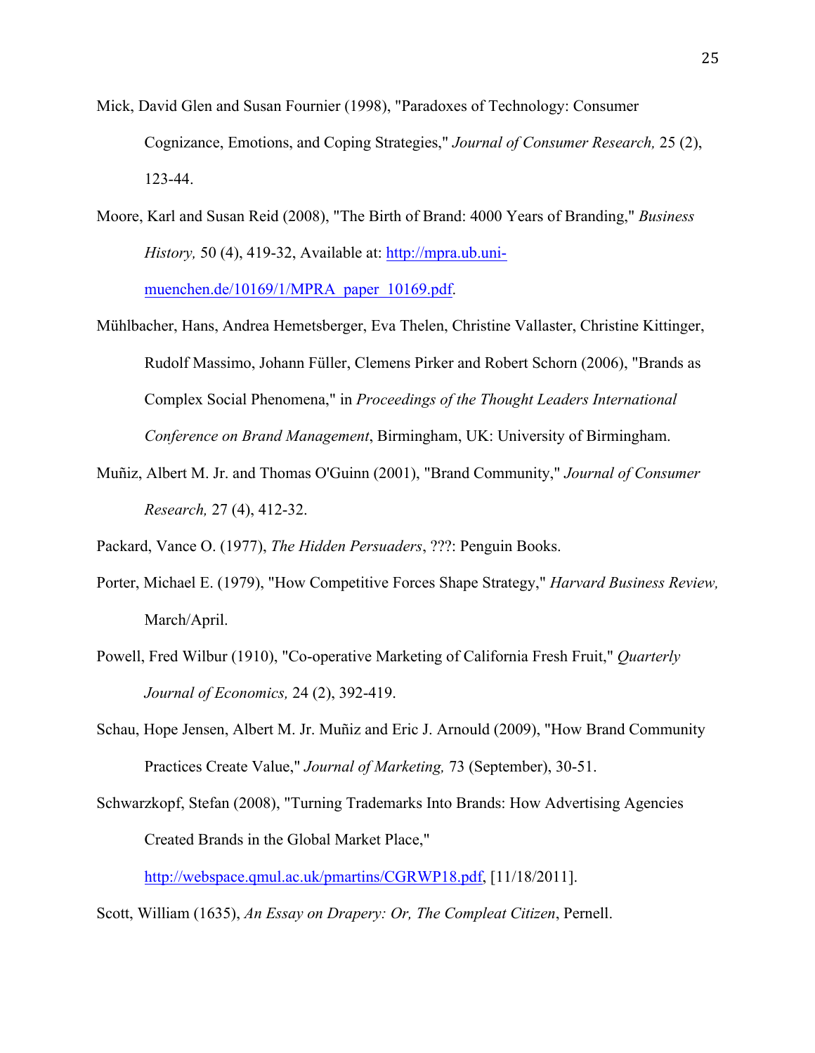Mick, David Glen and Susan Fournier (1998), "Paradoxes of Technology: Consumer Cognizance, Emotions, and Coping Strategies," *Journal of Consumer Research,* 25 (2), 123-44.

Moore, Karl and Susan Reid (2008), "The Birth of Brand: 4000 Years of Branding," *Business History,* 50 (4), 419-32, Available at: http://mpra.ub.uni-muenchen.de/10169/1/MPRA_paper_10169.pdf.

Mühlbacher, Hans, Andrea Hemetsberger, Eva Thelen, Christine Vallaster, Christine Kittinger, Rudolf Massimo, Johann Füller, Clemens Pirker and Robert Schorn (2006), "Brands as Complex Social Phenomena," in *Proceedings of the Thought Leaders International Conference on Brand Management*, Birmingham, UK: University of Birmingham.

Muñiz, Albert M. Jr. and Thomas O'Guinn (2001), "Brand Community," *Journal of Consumer Research,* 27 (4), 412-32.

Packard, Vance O. (1977), *The Hidden Persuaders*, ???: Penguin Books.

Porter, Michael E. (1979), "How Competitive Forces Shape Strategy," *Harvard Business Review,* March/April.

Powell, Fred Wilbur (1910), "Co-operative Marketing of California Fresh Fruit," *Quarterly Journal of Economics,* 24 (2), 392-419.

Schau, Hope Jensen, Albert M. Jr. Muñiz and Eric J. Arnould (2009), "How Brand Community Practices Create Value," *Journal of Marketing,* 73 (September), 30-51.

Schwarzkopf, Stefan (2008), "Turning Trademarks Into Brands: How Advertising Agencies Created Brands in the Global Market Place," http://webspace.qmul.ac.uk/pmartins/CGRWP18.pdf, [11/18/2011].

Scott, William (1635), *An Essay on Drapery: Or, The Compleat Citizen*, Pernell.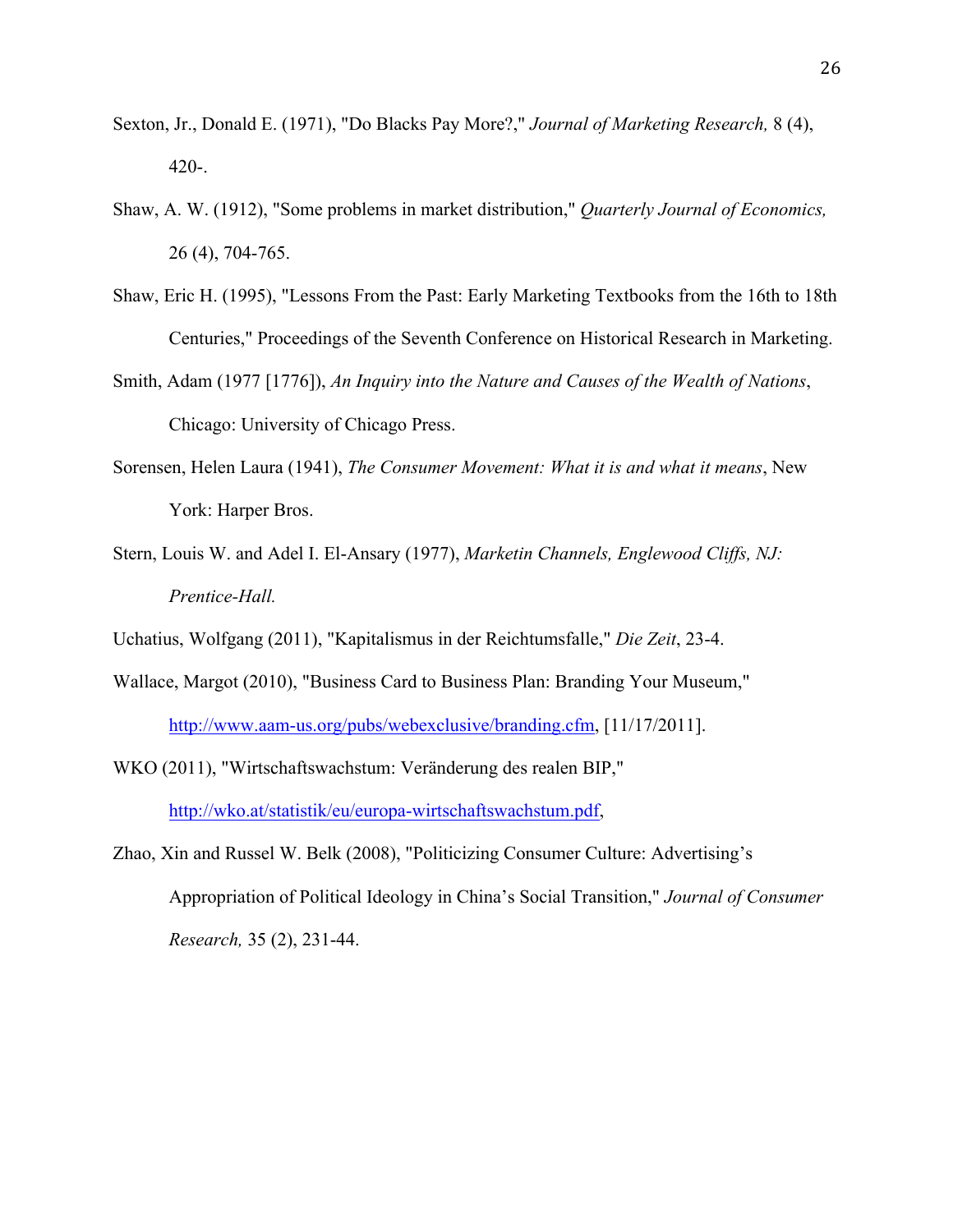Sexton, Jr., Donald E. (1971), "Do Blacks Pay More?," *Journal of Marketing Research,* 8 (4), 420-.

Shaw, A. W. (1912), "Some problems in market distribution," *Quarterly Journal of Economics,* 26 (4), 704-765.

Shaw, Eric H. (1995), "Lessons From the Past: Early Marketing Textbooks from the 16th to 18th Centuries," Proceedings of the Seventh Conference on Historical Research in Marketing.

Smith, Adam (1977 [1776]), *An Inquiry into the Nature and Causes of the Wealth of Nations*, Chicago: University of Chicago Press.

Sorensen, Helen Laura (1941), *The Consumer Movement: What it is and what it means*, New York: Harper Bros.

Stern, Louis W. and Adel I. El-Ansary (1977), *Marketin Channels, Englewood Cliffs, NJ: Prentice-Hall.*

Uchatius, Wolfgang (2011), "Kapitalismus in der Reichtumsfalle," *Die Zeit*, 23-4.

Wallace, Margot (2010), "Business Card to Business Plan: Branding Your Museum," http://www.aam-us.org/pubs/webexclusive/branding.cfm, [11/17/2011].

WKO (2011), "Wirtschaftswachstum: Veränderung des realen BIP," http://wko.at/statistik/eu/europa-wirtschaftswachstum.pdf,

Zhao, Xin and Russel W. Belk (2008), "Politicizing Consumer Culture: Advertising's Appropriation of Political Ideology in China's Social Transition," *Journal of Consumer Research,* 35 (2), 231-44.